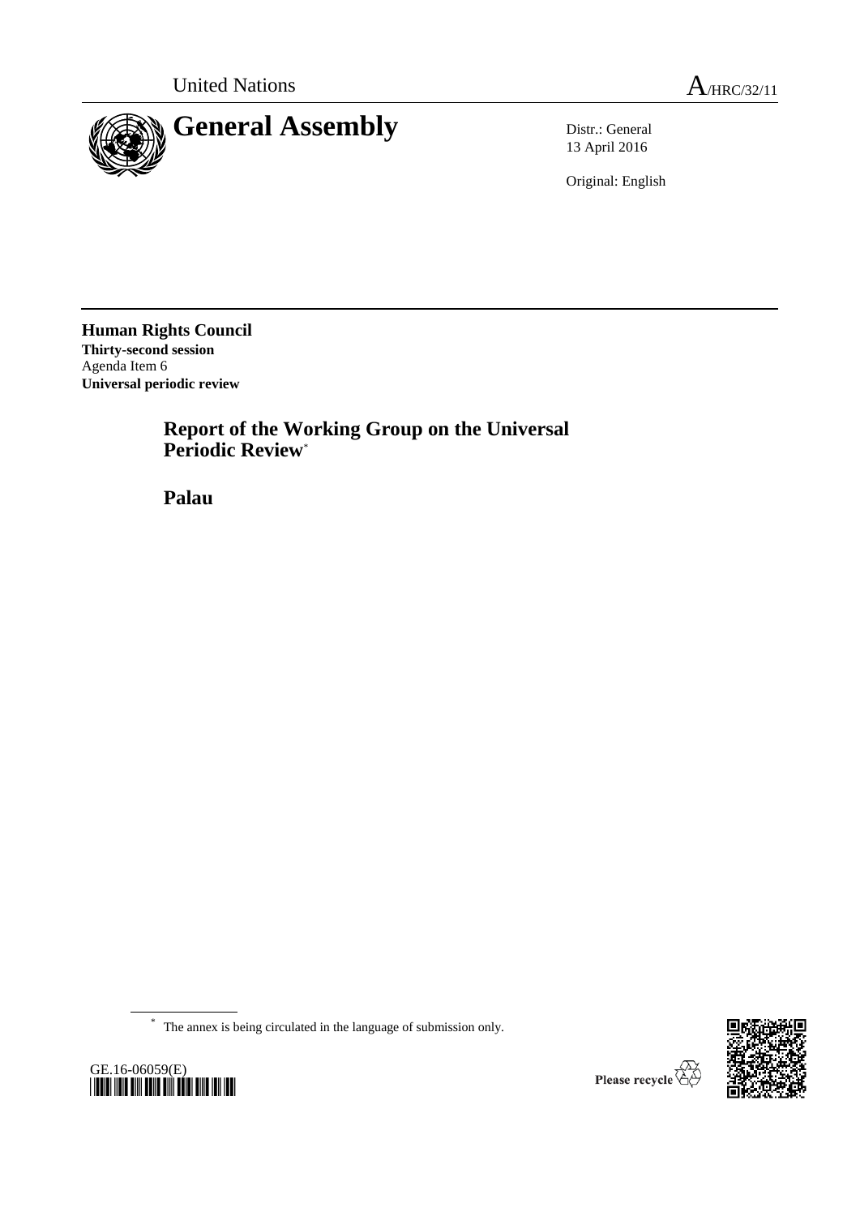United Nations A/HRC/32/11

# General Assembly

Distr.: General
13 April 2016

Original: English

**Human Rights Council**
**Thirty-second session**
Agenda Item 6
**Universal periodic review**

## Report of the Working Group on the Universal Periodic Review*

## Palau

* The annex is being circulated in the language of submission only.

GE.16-06059(E)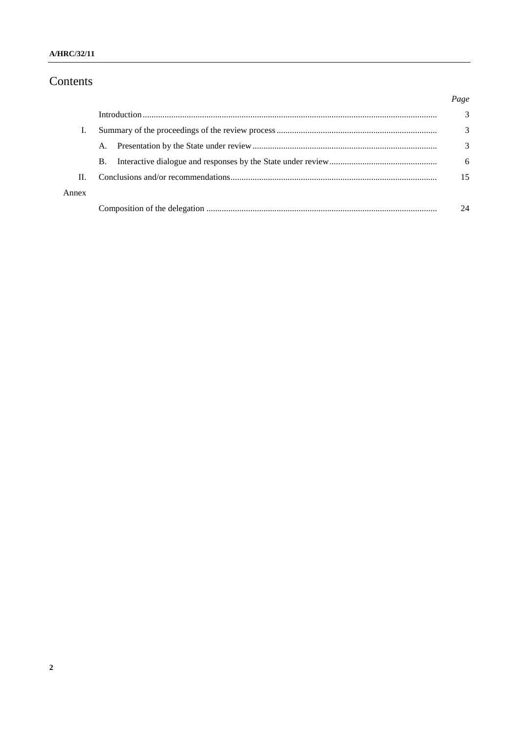# Contents

| | | *Page* |
|---|---|---|
| | Introduction | 3 |
| I. | Summary of the proceedings of the review process | 3 |
| | A. Presentation by the State under review | 3 |
| | B. Interactive dialogue and responses by the State under review | 6 |
| II. | Conclusions and/or recommendations | 15 |
| Annex | | |
| | Composition of the delegation | 24 |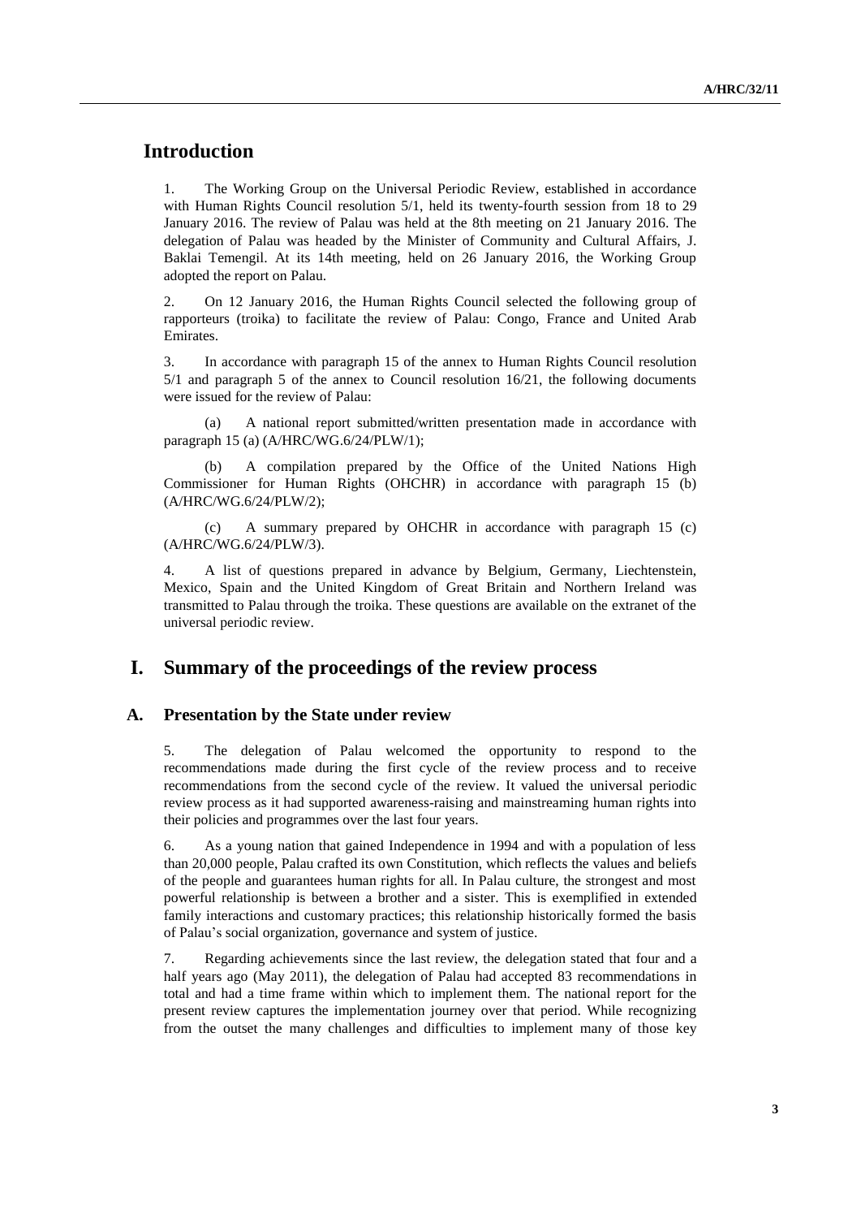# Introduction

1. The Working Group on the Universal Periodic Review, established in accordance with Human Rights Council resolution 5/1, held its twenty-fourth session from 18 to 29 January 2016. The review of Palau was held at the 8th meeting on 21 January 2016. The delegation of Palau was headed by the Minister of Community and Cultural Affairs, J. Baklai Temengil. At its 14th meeting, held on 26 January 2016, the Working Group adopted the report on Palau.

2. On 12 January 2016, the Human Rights Council selected the following group of rapporteurs (troika) to facilitate the review of Palau: Congo, France and United Arab Emirates.

3. In accordance with paragraph 15 of the annex to Human Rights Council resolution 5/1 and paragraph 5 of the annex to Council resolution 16/21, the following documents were issued for the review of Palau:

(a) A national report submitted/written presentation made in accordance with paragraph 15 (a) (A/HRC/WG.6/24/PLW/1);

(b) A compilation prepared by the Office of the United Nations High Commissioner for Human Rights (OHCHR) in accordance with paragraph 15 (b) (A/HRC/WG.6/24/PLW/2);

(c) A summary prepared by OHCHR in accordance with paragraph 15 (c) (A/HRC/WG.6/24/PLW/3).

4. A list of questions prepared in advance by Belgium, Germany, Liechtenstein, Mexico, Spain and the United Kingdom of Great Britain and Northern Ireland was transmitted to Palau through the troika. These questions are available on the extranet of the universal periodic review.

# I. Summary of the proceedings of the review process

## A. Presentation by the State under review

5. The delegation of Palau welcomed the opportunity to respond to the recommendations made during the first cycle of the review process and to receive recommendations from the second cycle of the review. It valued the universal periodic review process as it had supported awareness-raising and mainstreaming human rights into their policies and programmes over the last four years.

6. As a young nation that gained Independence in 1994 and with a population of less than 20,000 people, Palau crafted its own Constitution, which reflects the values and beliefs of the people and guarantees human rights for all. In Palau culture, the strongest and most powerful relationship is between a brother and a sister. This is exemplified in extended family interactions and customary practices; this relationship historically formed the basis of Palau's social organization, governance and system of justice.

7. Regarding achievements since the last review, the delegation stated that four and a half years ago (May 2011), the delegation of Palau had accepted 83 recommendations in total and had a time frame within which to implement them. The national report for the present review captures the implementation journey over that period. While recognizing from the outset the many challenges and difficulties to implement many of those key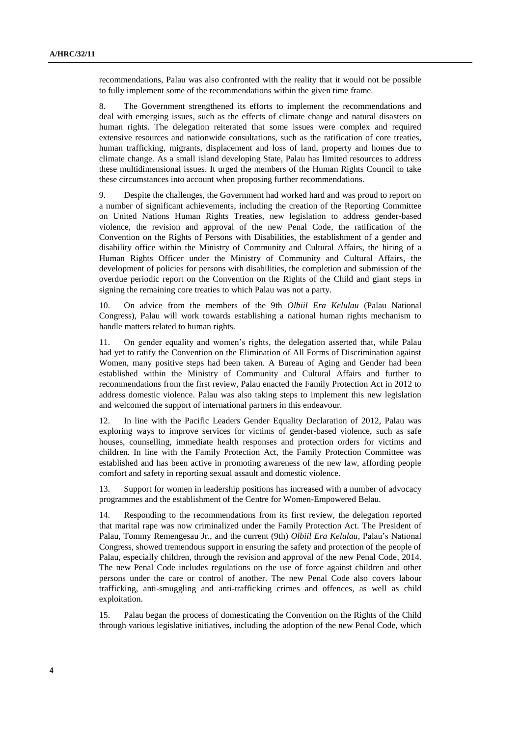recommendations, Palau was also confronted with the reality that it would not be possible to fully implement some of the recommendations within the given time frame.

8. The Government strengthened its efforts to implement the recommendations and deal with emerging issues, such as the effects of climate change and natural disasters on human rights. The delegation reiterated that some issues were complex and required extensive resources and nationwide consultations, such as the ratification of core treaties, human trafficking, migrants, displacement and loss of land, property and homes due to climate change. As a small island developing State, Palau has limited resources to address these multidimensional issues. It urged the members of the Human Rights Council to take these circumstances into account when proposing further recommendations.

9. Despite the challenges, the Government had worked hard and was proud to report on a number of significant achievements, including the creation of the Reporting Committee on United Nations Human Rights Treaties, new legislation to address gender-based violence, the revision and approval of the new Penal Code, the ratification of the Convention on the Rights of Persons with Disabilities, the establishment of a gender and disability office within the Ministry of Community and Cultural Affairs, the hiring of a Human Rights Officer under the Ministry of Community and Cultural Affairs, the development of policies for persons with disabilities, the completion and submission of the overdue periodic report on the Convention on the Rights of the Child and giant steps in signing the remaining core treaties to which Palau was not a party.

10. On advice from the members of the 9th *Olbiil Era Kelulau* (Palau National Congress), Palau will work towards establishing a national human rights mechanism to handle matters related to human rights.

11. On gender equality and women's rights, the delegation asserted that, while Palau had yet to ratify the Convention on the Elimination of All Forms of Discrimination against Women, many positive steps had been taken. A Bureau of Aging and Gender had been established within the Ministry of Community and Cultural Affairs and further to recommendations from the first review, Palau enacted the Family Protection Act in 2012 to address domestic violence. Palau was also taking steps to implement this new legislation and welcomed the support of international partners in this endeavour.

12. In line with the Pacific Leaders Gender Equality Declaration of 2012, Palau was exploring ways to improve services for victims of gender-based violence, such as safe houses, counselling, immediate health responses and protection orders for victims and children. In line with the Family Protection Act, the Family Protection Committee was established and has been active in promoting awareness of the new law, affording people comfort and safety in reporting sexual assault and domestic violence.

13. Support for women in leadership positions has increased with a number of advocacy programmes and the establishment of the Centre for Women-Empowered Belau.

14. Responding to the recommendations from its first review, the delegation reported that marital rape was now criminalized under the Family Protection Act. The President of Palau, Tommy Remengesau Jr., and the current (9th) *Olbiil Era Kelulau*, Palau's National Congress, showed tremendous support in ensuring the safety and protection of the people of Palau, especially children, through the revision and approval of the new Penal Code, 2014. The new Penal Code includes regulations on the use of force against children and other persons under the care or control of another. The new Penal Code also covers labour trafficking, anti-smuggling and anti-trafficking crimes and offences, as well as child exploitation.

15. Palau began the process of domesticating the Convention on the Rights of the Child through various legislative initiatives, including the adoption of the new Penal Code, which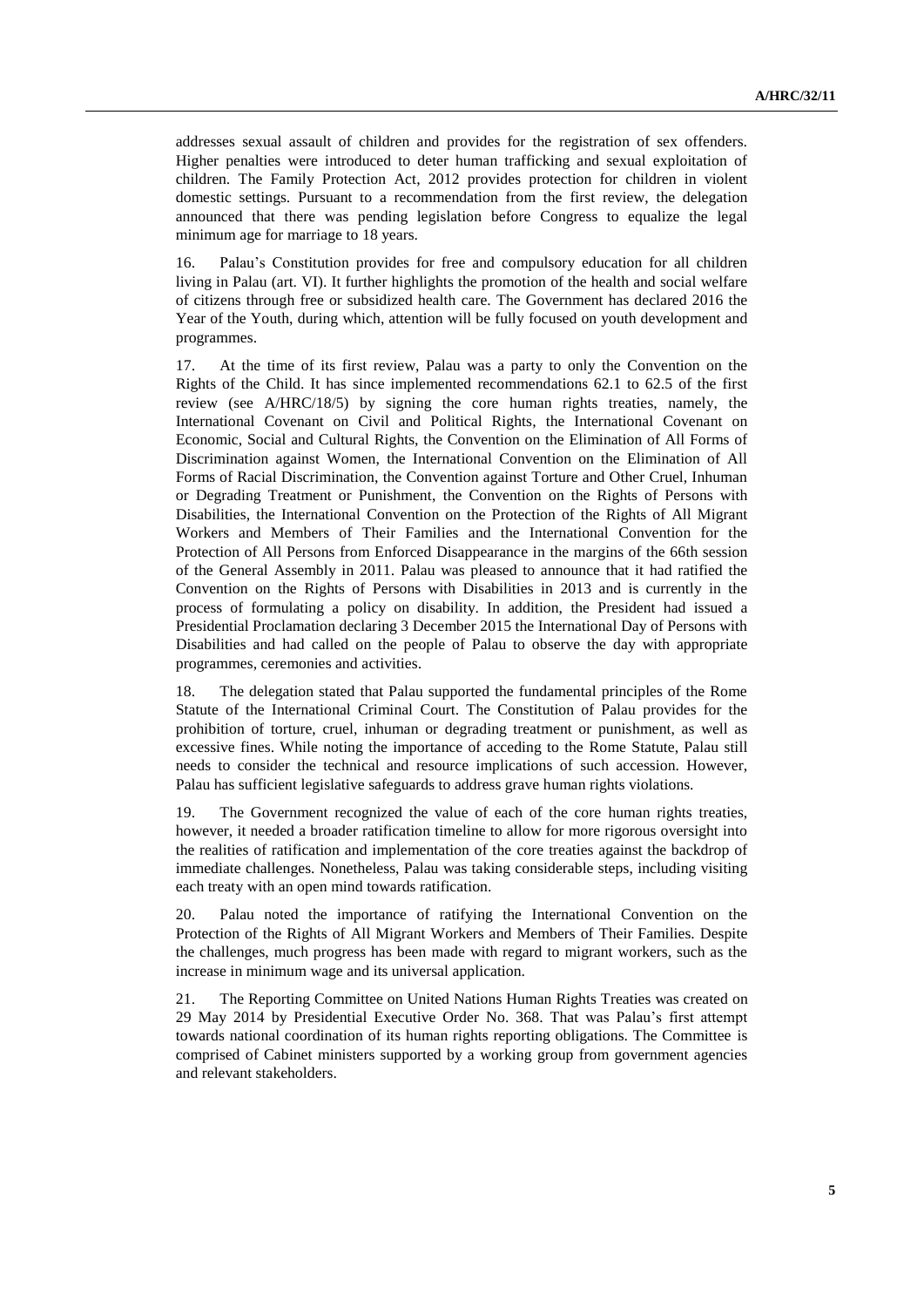addresses sexual assault of children and provides for the registration of sex offenders. Higher penalties were introduced to deter human trafficking and sexual exploitation of children. The Family Protection Act, 2012 provides protection for children in violent domestic settings. Pursuant to a recommendation from the first review, the delegation announced that there was pending legislation before Congress to equalize the legal minimum age for marriage to 18 years.

16. Palau's Constitution provides for free and compulsory education for all children living in Palau (art. VI). It further highlights the promotion of the health and social welfare of citizens through free or subsidized health care. The Government has declared 2016 the Year of the Youth, during which, attention will be fully focused on youth development and programmes.

17. At the time of its first review, Palau was a party to only the Convention on the Rights of the Child. It has since implemented recommendations 62.1 to 62.5 of the first review (see A/HRC/18/5) by signing the core human rights treaties, namely, the International Covenant on Civil and Political Rights, the International Covenant on Economic, Social and Cultural Rights, the Convention on the Elimination of All Forms of Discrimination against Women, the International Convention on the Elimination of All Forms of Racial Discrimination, the Convention against Torture and Other Cruel, Inhuman or Degrading Treatment or Punishment, the Convention on the Rights of Persons with Disabilities, the International Convention on the Protection of the Rights of All Migrant Workers and Members of Their Families and the International Convention for the Protection of All Persons from Enforced Disappearance in the margins of the 66th session of the General Assembly in 2011. Palau was pleased to announce that it had ratified the Convention on the Rights of Persons with Disabilities in 2013 and is currently in the process of formulating a policy on disability. In addition, the President had issued a Presidential Proclamation declaring 3 December 2015 the International Day of Persons with Disabilities and had called on the people of Palau to observe the day with appropriate programmes, ceremonies and activities.

18. The delegation stated that Palau supported the fundamental principles of the Rome Statute of the International Criminal Court. The Constitution of Palau provides for the prohibition of torture, cruel, inhuman or degrading treatment or punishment, as well as excessive fines. While noting the importance of acceding to the Rome Statute, Palau still needs to consider the technical and resource implications of such accession. However, Palau has sufficient legislative safeguards to address grave human rights violations.

19. The Government recognized the value of each of the core human rights treaties, however, it needed a broader ratification timeline to allow for more rigorous oversight into the realities of ratification and implementation of the core treaties against the backdrop of immediate challenges. Nonetheless, Palau was taking considerable steps, including visiting each treaty with an open mind towards ratification.

20. Palau noted the importance of ratifying the International Convention on the Protection of the Rights of All Migrant Workers and Members of Their Families. Despite the challenges, much progress has been made with regard to migrant workers, such as the increase in minimum wage and its universal application.

21. The Reporting Committee on United Nations Human Rights Treaties was created on 29 May 2014 by Presidential Executive Order No. 368. That was Palau's first attempt towards national coordination of its human rights reporting obligations. The Committee is comprised of Cabinet ministers supported by a working group from government agencies and relevant stakeholders.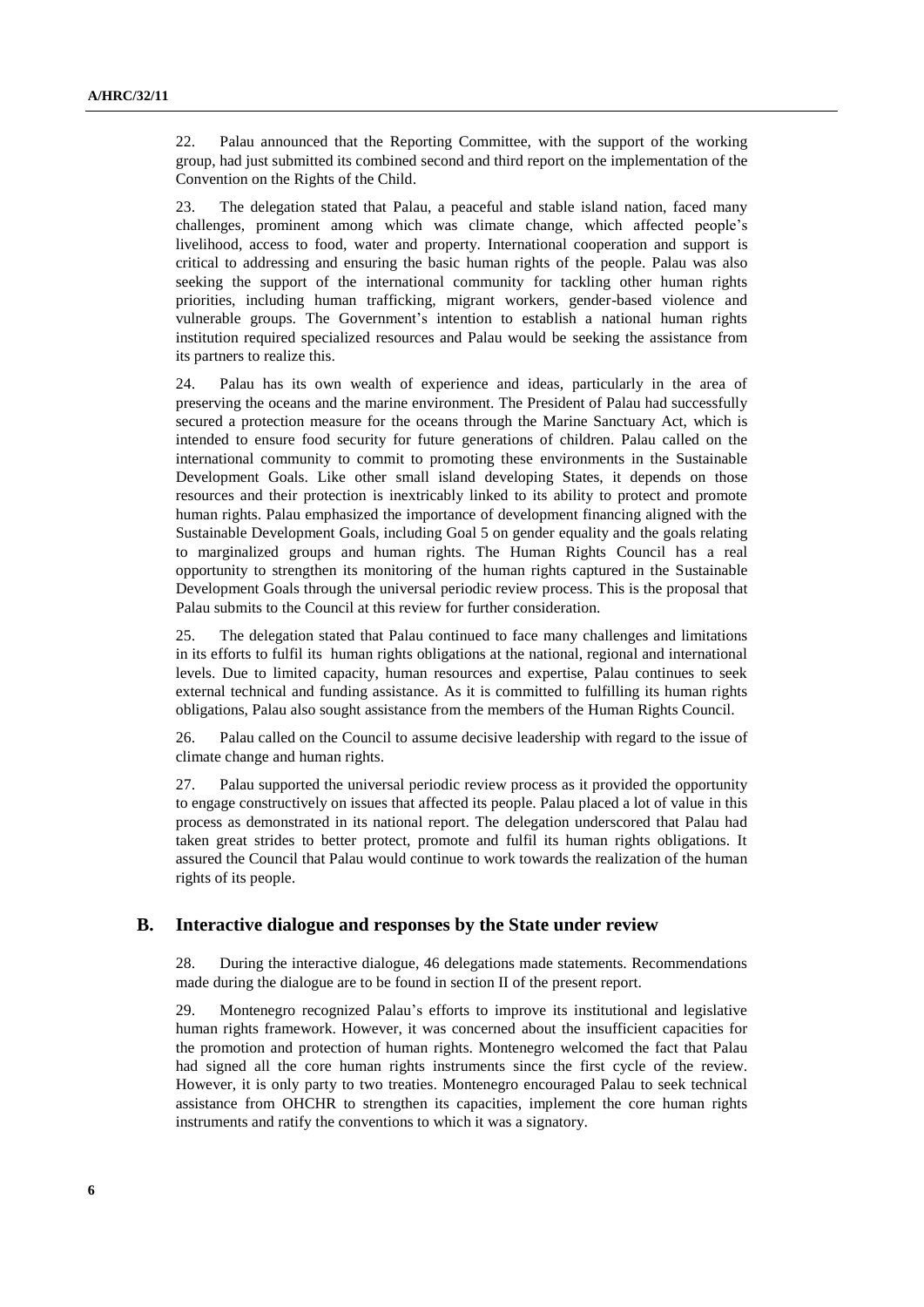22. Palau announced that the Reporting Committee, with the support of the working group, had just submitted its combined second and third report on the implementation of the Convention on the Rights of the Child.

23. The delegation stated that Palau, a peaceful and stable island nation, faced many challenges, prominent among which was climate change, which affected people's livelihood, access to food, water and property. International cooperation and support is critical to addressing and ensuring the basic human rights of the people. Palau was also seeking the support of the international community for tackling other human rights priorities, including human trafficking, migrant workers, gender-based violence and vulnerable groups. The Government's intention to establish a national human rights institution required specialized resources and Palau would be seeking the assistance from its partners to realize this.

24. Palau has its own wealth of experience and ideas, particularly in the area of preserving the oceans and the marine environment. The President of Palau had successfully secured a protection measure for the oceans through the Marine Sanctuary Act, which is intended to ensure food security for future generations of children. Palau called on the international community to commit to promoting these environments in the Sustainable Development Goals. Like other small island developing States, it depends on those resources and their protection is inextricably linked to its ability to protect and promote human rights. Palau emphasized the importance of development financing aligned with the Sustainable Development Goals, including Goal 5 on gender equality and the goals relating to marginalized groups and human rights. The Human Rights Council has a real opportunity to strengthen its monitoring of the human rights captured in the Sustainable Development Goals through the universal periodic review process. This is the proposal that Palau submits to the Council at this review for further consideration.

25. The delegation stated that Palau continued to face many challenges and limitations in its efforts to fulfil its human rights obligations at the national, regional and international levels. Due to limited capacity, human resources and expertise, Palau continues to seek external technical and funding assistance. As it is committed to fulfilling its human rights obligations, Palau also sought assistance from the members of the Human Rights Council.

26. Palau called on the Council to assume decisive leadership with regard to the issue of climate change and human rights.

27. Palau supported the universal periodic review process as it provided the opportunity to engage constructively on issues that affected its people. Palau placed a lot of value in this process as demonstrated in its national report. The delegation underscored that Palau had taken great strides to better protect, promote and fulfil its human rights obligations. It assured the Council that Palau would continue to work towards the realization of the human rights of its people.

## B. Interactive dialogue and responses by the State under review

28. During the interactive dialogue, 46 delegations made statements. Recommendations made during the dialogue are to be found in section II of the present report.

29. Montenegro recognized Palau's efforts to improve its institutional and legislative human rights framework. However, it was concerned about the insufficient capacities for the promotion and protection of human rights. Montenegro welcomed the fact that Palau had signed all the core human rights instruments since the first cycle of the review. However, it is only party to two treaties. Montenegro encouraged Palau to seek technical assistance from OHCHR to strengthen its capacities, implement the core human rights instruments and ratify the conventions to which it was a signatory.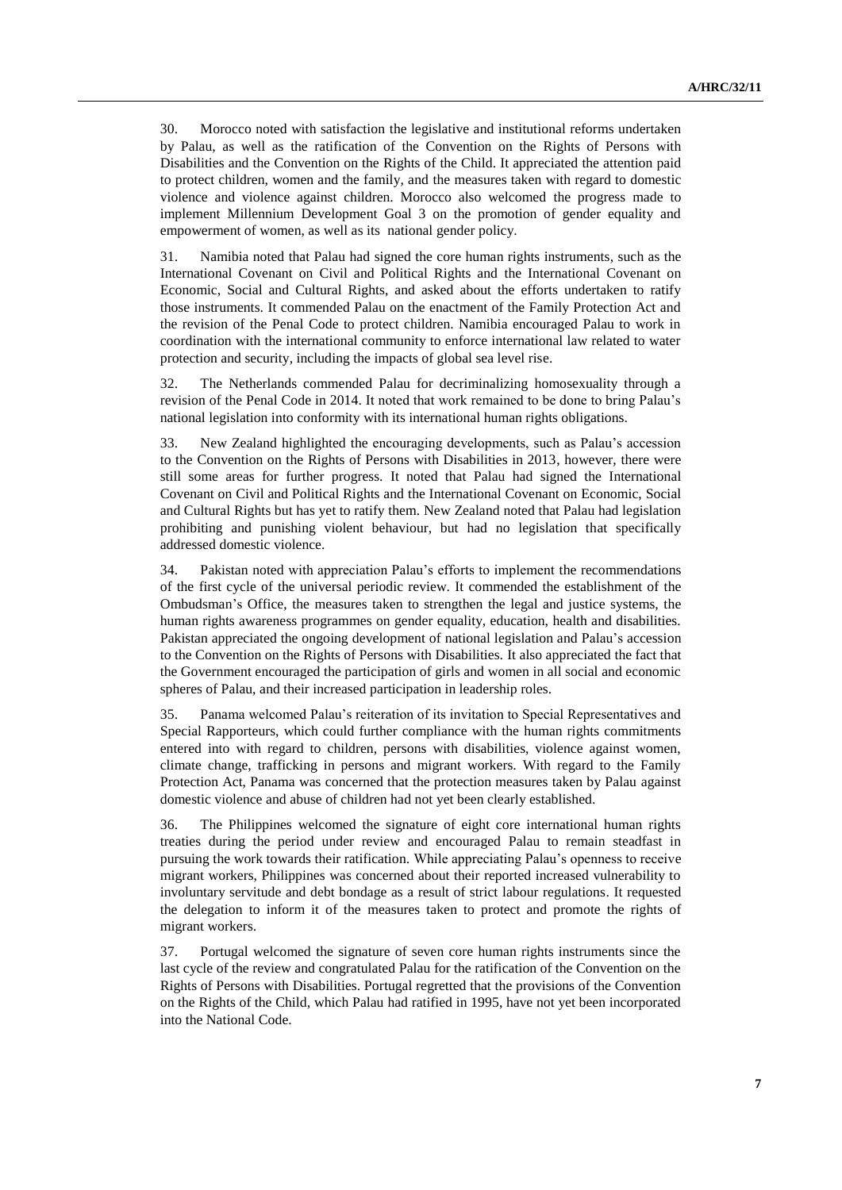30. Morocco noted with satisfaction the legislative and institutional reforms undertaken by Palau, as well as the ratification of the Convention on the Rights of Persons with Disabilities and the Convention on the Rights of the Child. It appreciated the attention paid to protect children, women and the family, and the measures taken with regard to domestic violence and violence against children. Morocco also welcomed the progress made to implement Millennium Development Goal 3 on the promotion of gender equality and empowerment of women, as well as its national gender policy.

31. Namibia noted that Palau had signed the core human rights instruments, such as the International Covenant on Civil and Political Rights and the International Covenant on Economic, Social and Cultural Rights, and asked about the efforts undertaken to ratify those instruments. It commended Palau on the enactment of the Family Protection Act and the revision of the Penal Code to protect children. Namibia encouraged Palau to work in coordination with the international community to enforce international law related to water protection and security, including the impacts of global sea level rise.

32. The Netherlands commended Palau for decriminalizing homosexuality through a revision of the Penal Code in 2014. It noted that work remained to be done to bring Palau's national legislation into conformity with its international human rights obligations.

33. New Zealand highlighted the encouraging developments, such as Palau's accession to the Convention on the Rights of Persons with Disabilities in 2013, however, there were still some areas for further progress. It noted that Palau had signed the International Covenant on Civil and Political Rights and the International Covenant on Economic, Social and Cultural Rights but has yet to ratify them. New Zealand noted that Palau had legislation prohibiting and punishing violent behaviour, but had no legislation that specifically addressed domestic violence.

34. Pakistan noted with appreciation Palau's efforts to implement the recommendations of the first cycle of the universal periodic review. It commended the establishment of the Ombudsman's Office, the measures taken to strengthen the legal and justice systems, the human rights awareness programmes on gender equality, education, health and disabilities. Pakistan appreciated the ongoing development of national legislation and Palau's accession to the Convention on the Rights of Persons with Disabilities. It also appreciated the fact that the Government encouraged the participation of girls and women in all social and economic spheres of Palau, and their increased participation in leadership roles.

35. Panama welcomed Palau's reiteration of its invitation to Special Representatives and Special Rapporteurs, which could further compliance with the human rights commitments entered into with regard to children, persons with disabilities, violence against women, climate change, trafficking in persons and migrant workers. With regard to the Family Protection Act, Panama was concerned that the protection measures taken by Palau against domestic violence and abuse of children had not yet been clearly established.

36. The Philippines welcomed the signature of eight core international human rights treaties during the period under review and encouraged Palau to remain steadfast in pursuing the work towards their ratification. While appreciating Palau's openness to receive migrant workers, Philippines was concerned about their reported increased vulnerability to involuntary servitude and debt bondage as a result of strict labour regulations. It requested the delegation to inform it of the measures taken to protect and promote the rights of migrant workers.

37. Portugal welcomed the signature of seven core human rights instruments since the last cycle of the review and congratulated Palau for the ratification of the Convention on the Rights of Persons with Disabilities. Portugal regretted that the provisions of the Convention on the Rights of the Child, which Palau had ratified in 1995, have not yet been incorporated into the National Code.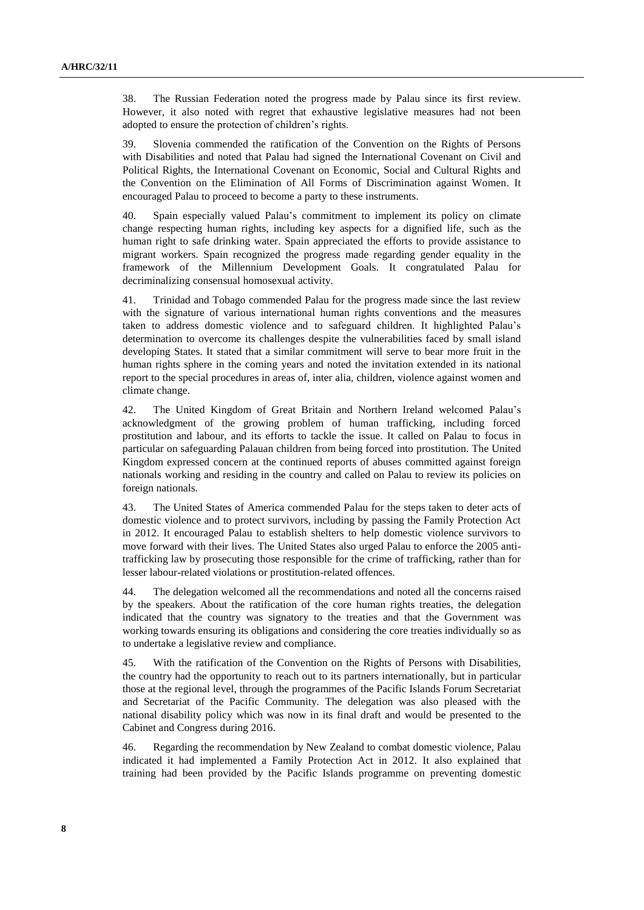38. The Russian Federation noted the progress made by Palau since its first review. However, it also noted with regret that exhaustive legislative measures had not been adopted to ensure the protection of children's rights.

39. Slovenia commended the ratification of the Convention on the Rights of Persons with Disabilities and noted that Palau had signed the International Covenant on Civil and Political Rights, the International Covenant on Economic, Social and Cultural Rights and the Convention on the Elimination of All Forms of Discrimination against Women. It encouraged Palau to proceed to become a party to these instruments.

40. Spain especially valued Palau's commitment to implement its policy on climate change respecting human rights, including key aspects for a dignified life, such as the human right to safe drinking water. Spain appreciated the efforts to provide assistance to migrant workers. Spain recognized the progress made regarding gender equality in the framework of the Millennium Development Goals. It congratulated Palau for decriminalizing consensual homosexual activity.

41. Trinidad and Tobago commended Palau for the progress made since the last review with the signature of various international human rights conventions and the measures taken to address domestic violence and to safeguard children. It highlighted Palau's determination to overcome its challenges despite the vulnerabilities faced by small island developing States. It stated that a similar commitment will serve to bear more fruit in the human rights sphere in the coming years and noted the invitation extended in its national report to the special procedures in areas of, inter alia, children, violence against women and climate change.

42. The United Kingdom of Great Britain and Northern Ireland welcomed Palau's acknowledgment of the growing problem of human trafficking, including forced prostitution and labour, and its efforts to tackle the issue. It called on Palau to focus in particular on safeguarding Palauan children from being forced into prostitution. The United Kingdom expressed concern at the continued reports of abuses committed against foreign nationals working and residing in the country and called on Palau to review its policies on foreign nationals.

43. The United States of America commended Palau for the steps taken to deter acts of domestic violence and to protect survivors, including by passing the Family Protection Act in 2012. It encouraged Palau to establish shelters to help domestic violence survivors to move forward with their lives. The United States also urged Palau to enforce the 2005 anti-trafficking law by prosecuting those responsible for the crime of trafficking, rather than for lesser labour-related violations or prostitution-related offences.

44. The delegation welcomed all the recommendations and noted all the concerns raised by the speakers. About the ratification of the core human rights treaties, the delegation indicated that the country was signatory to the treaties and that the Government was working towards ensuring its obligations and considering the core treaties individually so as to undertake a legislative review and compliance.

45. With the ratification of the Convention on the Rights of Persons with Disabilities, the country had the opportunity to reach out to its partners internationally, but in particular those at the regional level, through the programmes of the Pacific Islands Forum Secretariat and Secretariat of the Pacific Community. The delegation was also pleased with the national disability policy which was now in its final draft and would be presented to the Cabinet and Congress during 2016.

46. Regarding the recommendation by New Zealand to combat domestic violence, Palau indicated it had implemented a Family Protection Act in 2012. It also explained that training had been provided by the Pacific Islands programme on preventing domestic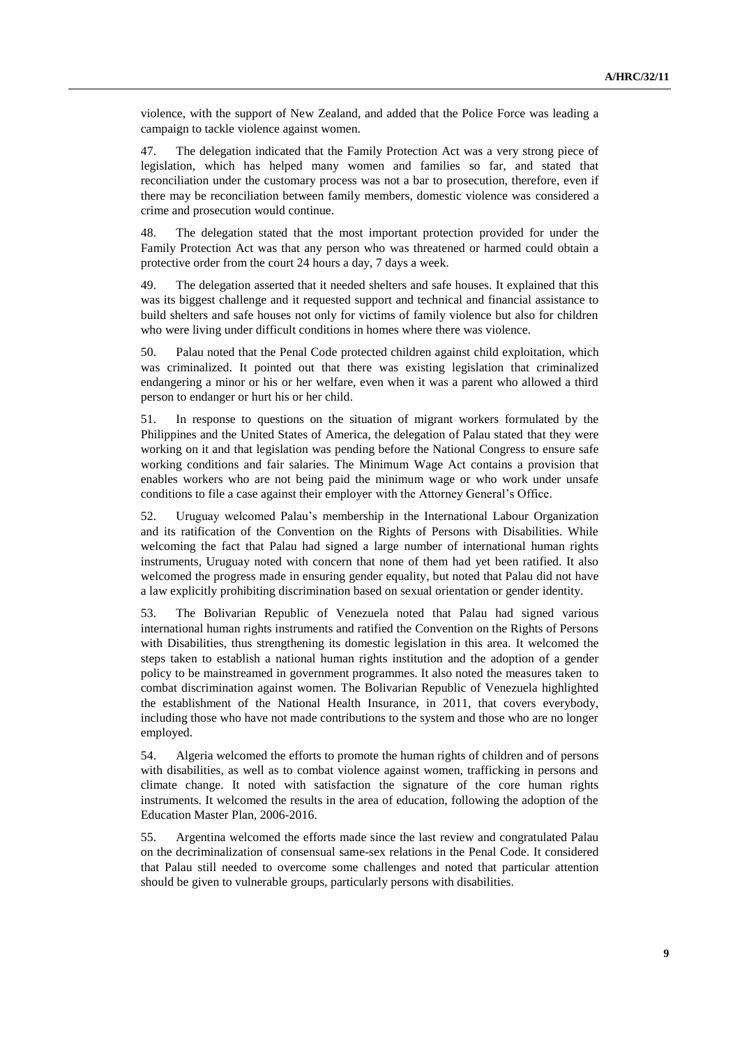violence, with the support of New Zealand, and added that the Police Force was leading a campaign to tackle violence against women.

47. The delegation indicated that the Family Protection Act was a very strong piece of legislation, which has helped many women and families so far, and stated that reconciliation under the customary process was not a bar to prosecution, therefore, even if there may be reconciliation between family members, domestic violence was considered a crime and prosecution would continue.

48. The delegation stated that the most important protection provided for under the Family Protection Act was that any person who was threatened or harmed could obtain a protective order from the court 24 hours a day, 7 days a week.

49. The delegation asserted that it needed shelters and safe houses. It explained that this was its biggest challenge and it requested support and technical and financial assistance to build shelters and safe houses not only for victims of family violence but also for children who were living under difficult conditions in homes where there was violence.

50. Palau noted that the Penal Code protected children against child exploitation, which was criminalized. It pointed out that there was existing legislation that criminalized endangering a minor or his or her welfare, even when it was a parent who allowed a third person to endanger or hurt his or her child.

51. In response to questions on the situation of migrant workers formulated by the Philippines and the United States of America, the delegation of Palau stated that they were working on it and that legislation was pending before the National Congress to ensure safe working conditions and fair salaries. The Minimum Wage Act contains a provision that enables workers who are not being paid the minimum wage or who work under unsafe conditions to file a case against their employer with the Attorney General's Office.

52. Uruguay welcomed Palau's membership in the International Labour Organization and its ratification of the Convention on the Rights of Persons with Disabilities. While welcoming the fact that Palau had signed a large number of international human rights instruments, Uruguay noted with concern that none of them had yet been ratified. It also welcomed the progress made in ensuring gender equality, but noted that Palau did not have a law explicitly prohibiting discrimination based on sexual orientation or gender identity.

53. The Bolivarian Republic of Venezuela noted that Palau had signed various international human rights instruments and ratified the Convention on the Rights of Persons with Disabilities, thus strengthening its domestic legislation in this area. It welcomed the steps taken to establish a national human rights institution and the adoption of a gender policy to be mainstreamed in government programmes. It also noted the measures taken to combat discrimination against women. The Bolivarian Republic of Venezuela highlighted the establishment of the National Health Insurance, in 2011, that covers everybody, including those who have not made contributions to the system and those who are no longer employed.

54. Algeria welcomed the efforts to promote the human rights of children and of persons with disabilities, as well as to combat violence against women, trafficking in persons and climate change. It noted with satisfaction the signature of the core human rights instruments. It welcomed the results in the area of education, following the adoption of the Education Master Plan, 2006-2016.

55. Argentina welcomed the efforts made since the last review and congratulated Palau on the decriminalization of consensual same-sex relations in the Penal Code. It considered that Palau still needed to overcome some challenges and noted that particular attention should be given to vulnerable groups, particularly persons with disabilities.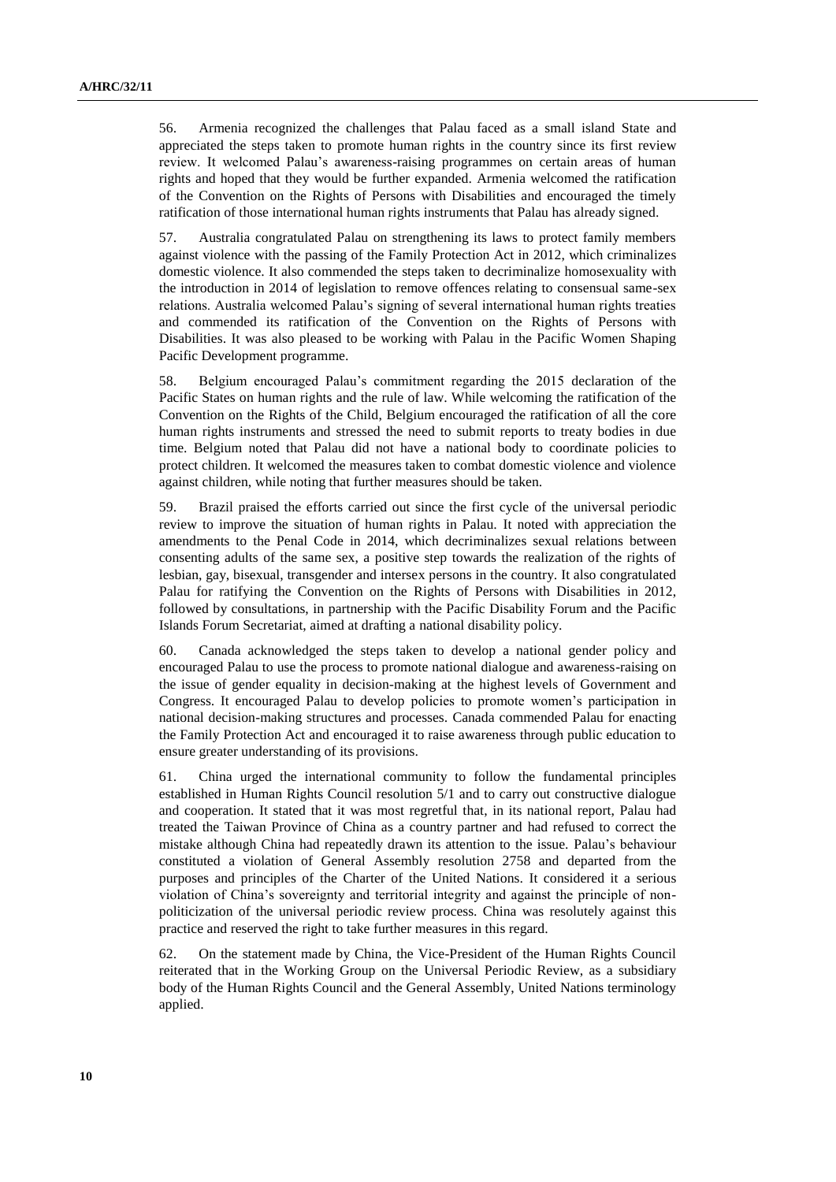56. Armenia recognized the challenges that Palau faced as a small island State and appreciated the steps taken to promote human rights in the country since its first review review. It welcomed Palau's awareness-raising programmes on certain areas of human rights and hoped that they would be further expanded. Armenia welcomed the ratification of the Convention on the Rights of Persons with Disabilities and encouraged the timely ratification of those international human rights instruments that Palau has already signed.

57. Australia congratulated Palau on strengthening its laws to protect family members against violence with the passing of the Family Protection Act in 2012, which criminalizes domestic violence. It also commended the steps taken to decriminalize homosexuality with the introduction in 2014 of legislation to remove offences relating to consensual same-sex relations. Australia welcomed Palau's signing of several international human rights treaties and commended its ratification of the Convention on the Rights of Persons with Disabilities. It was also pleased to be working with Palau in the Pacific Women Shaping Pacific Development programme.

58. Belgium encouraged Palau's commitment regarding the 2015 declaration of the Pacific States on human rights and the rule of law. While welcoming the ratification of the Convention on the Rights of the Child, Belgium encouraged the ratification of all the core human rights instruments and stressed the need to submit reports to treaty bodies in due time. Belgium noted that Palau did not have a national body to coordinate policies to protect children. It welcomed the measures taken to combat domestic violence and violence against children, while noting that further measures should be taken.

59. Brazil praised the efforts carried out since the first cycle of the universal periodic review to improve the situation of human rights in Palau. It noted with appreciation the amendments to the Penal Code in 2014, which decriminalizes sexual relations between consenting adults of the same sex, a positive step towards the realization of the rights of lesbian, gay, bisexual, transgender and intersex persons in the country. It also congratulated Palau for ratifying the Convention on the Rights of Persons with Disabilities in 2012, followed by consultations, in partnership with the Pacific Disability Forum and the Pacific Islands Forum Secretariat, aimed at drafting a national disability policy.

60. Canada acknowledged the steps taken to develop a national gender policy and encouraged Palau to use the process to promote national dialogue and awareness-raising on the issue of gender equality in decision-making at the highest levels of Government and Congress. It encouraged Palau to develop policies to promote women's participation in national decision-making structures and processes. Canada commended Palau for enacting the Family Protection Act and encouraged it to raise awareness through public education to ensure greater understanding of its provisions.

61. China urged the international community to follow the fundamental principles established in Human Rights Council resolution 5/1 and to carry out constructive dialogue and cooperation. It stated that it was most regretful that, in its national report, Palau had treated the Taiwan Province of China as a country partner and had refused to correct the mistake although China had repeatedly drawn its attention to the issue. Palau's behaviour constituted a violation of General Assembly resolution 2758 and departed from the purposes and principles of the Charter of the United Nations. It considered it a serious violation of China's sovereignty and territorial integrity and against the principle of non-politicization of the universal periodic review process. China was resolutely against this practice and reserved the right to take further measures in this regard.

62. On the statement made by China, the Vice-President of the Human Rights Council reiterated that in the Working Group on the Universal Periodic Review, as a subsidiary body of the Human Rights Council and the General Assembly, United Nations terminology applied.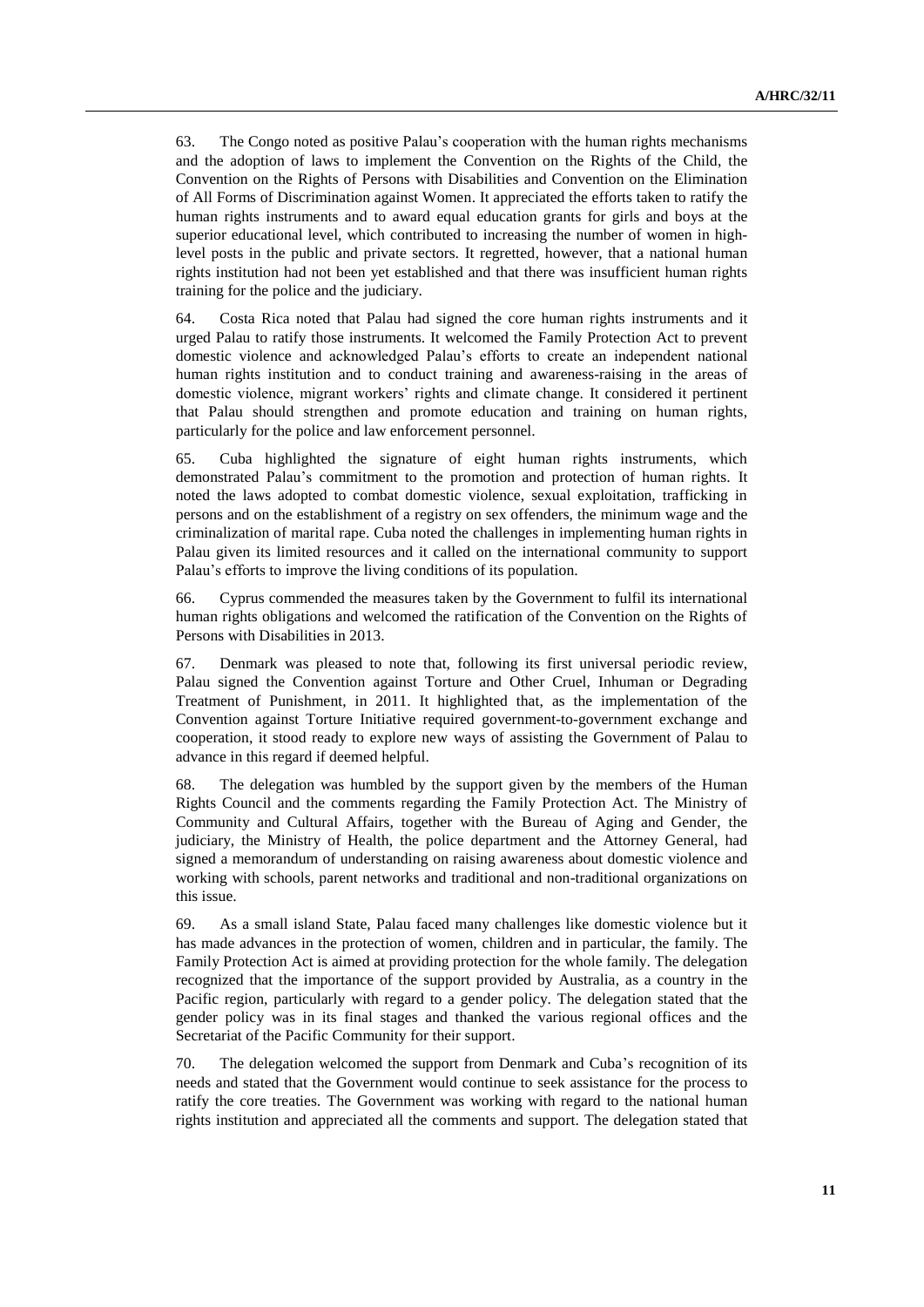63. The Congo noted as positive Palau's cooperation with the human rights mechanisms and the adoption of laws to implement the Convention on the Rights of the Child, the Convention on the Rights of Persons with Disabilities and Convention on the Elimination of All Forms of Discrimination against Women. It appreciated the efforts taken to ratify the human rights instruments and to award equal education grants for girls and boys at the superior educational level, which contributed to increasing the number of women in high-level posts in the public and private sectors. It regretted, however, that a national human rights institution had not been yet established and that there was insufficient human rights training for the police and the judiciary.

64. Costa Rica noted that Palau had signed the core human rights instruments and it urged Palau to ratify those instruments. It welcomed the Family Protection Act to prevent domestic violence and acknowledged Palau's efforts to create an independent national human rights institution and to conduct training and awareness-raising in the areas of domestic violence, migrant workers' rights and climate change. It considered it pertinent that Palau should strengthen and promote education and training on human rights, particularly for the police and law enforcement personnel.

65. Cuba highlighted the signature of eight human rights instruments, which demonstrated Palau's commitment to the promotion and protection of human rights. It noted the laws adopted to combat domestic violence, sexual exploitation, trafficking in persons and on the establishment of a registry on sex offenders, the minimum wage and the criminalization of marital rape. Cuba noted the challenges in implementing human rights in Palau given its limited resources and it called on the international community to support Palau's efforts to improve the living conditions of its population.

66. Cyprus commended the measures taken by the Government to fulfil its international human rights obligations and welcomed the ratification of the Convention on the Rights of Persons with Disabilities in 2013.

67. Denmark was pleased to note that, following its first universal periodic review, Palau signed the Convention against Torture and Other Cruel, Inhuman or Degrading Treatment of Punishment, in 2011. It highlighted that, as the implementation of the Convention against Torture Initiative required government-to-government exchange and cooperation, it stood ready to explore new ways of assisting the Government of Palau to advance in this regard if deemed helpful.

68. The delegation was humbled by the support given by the members of the Human Rights Council and the comments regarding the Family Protection Act. The Ministry of Community and Cultural Affairs, together with the Bureau of Aging and Gender, the judiciary, the Ministry of Health, the police department and the Attorney General, had signed a memorandum of understanding on raising awareness about domestic violence and working with schools, parent networks and traditional and non-traditional organizations on this issue.

69. As a small island State, Palau faced many challenges like domestic violence but it has made advances in the protection of women, children and in particular, the family. The Family Protection Act is aimed at providing protection for the whole family. The delegation recognized that the importance of the support provided by Australia, as a country in the Pacific region, particularly with regard to a gender policy. The delegation stated that the gender policy was in its final stages and thanked the various regional offices and the Secretariat of the Pacific Community for their support.

70. The delegation welcomed the support from Denmark and Cuba's recognition of its needs and stated that the Government would continue to seek assistance for the process to ratify the core treaties. The Government was working with regard to the national human rights institution and appreciated all the comments and support. The delegation stated that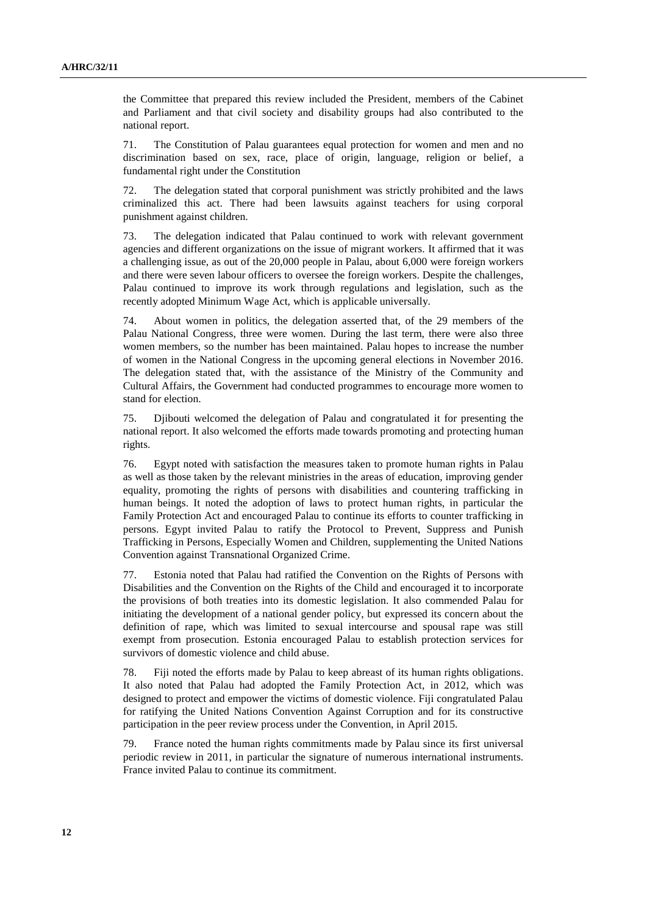the Committee that prepared this review included the President, members of the Cabinet and Parliament and that civil society and disability groups had also contributed to the national report.

71. The Constitution of Palau guarantees equal protection for women and men and no discrimination based on sex, race, place of origin, language, religion or belief, a fundamental right under the Constitution

72. The delegation stated that corporal punishment was strictly prohibited and the laws criminalized this act. There had been lawsuits against teachers for using corporal punishment against children.

73. The delegation indicated that Palau continued to work with relevant government agencies and different organizations on the issue of migrant workers. It affirmed that it was a challenging issue, as out of the 20,000 people in Palau, about 6,000 were foreign workers and there were seven labour officers to oversee the foreign workers. Despite the challenges, Palau continued to improve its work through regulations and legislation, such as the recently adopted Minimum Wage Act, which is applicable universally.

74. About women in politics, the delegation asserted that, of the 29 members of the Palau National Congress, three were women. During the last term, there were also three women members, so the number has been maintained. Palau hopes to increase the number of women in the National Congress in the upcoming general elections in November 2016. The delegation stated that, with the assistance of the Ministry of the Community and Cultural Affairs, the Government had conducted programmes to encourage more women to stand for election.

75. Djibouti welcomed the delegation of Palau and congratulated it for presenting the national report. It also welcomed the efforts made towards promoting and protecting human rights.

76. Egypt noted with satisfaction the measures taken to promote human rights in Palau as well as those taken by the relevant ministries in the areas of education, improving gender equality, promoting the rights of persons with disabilities and countering trafficking in human beings. It noted the adoption of laws to protect human rights, in particular the Family Protection Act and encouraged Palau to continue its efforts to counter trafficking in persons. Egypt invited Palau to ratify the Protocol to Prevent, Suppress and Punish Trafficking in Persons, Especially Women and Children, supplementing the United Nations Convention against Transnational Organized Crime.

77. Estonia noted that Palau had ratified the Convention on the Rights of Persons with Disabilities and the Convention on the Rights of the Child and encouraged it to incorporate the provisions of both treaties into its domestic legislation. It also commended Palau for initiating the development of a national gender policy, but expressed its concern about the definition of rape, which was limited to sexual intercourse and spousal rape was still exempt from prosecution. Estonia encouraged Palau to establish protection services for survivors of domestic violence and child abuse.

78. Fiji noted the efforts made by Palau to keep abreast of its human rights obligations. It also noted that Palau had adopted the Family Protection Act, in 2012, which was designed to protect and empower the victims of domestic violence. Fiji congratulated Palau for ratifying the United Nations Convention Against Corruption and for its constructive participation in the peer review process under the Convention, in April 2015.

79. France noted the human rights commitments made by Palau since its first universal periodic review in 2011, in particular the signature of numerous international instruments. France invited Palau to continue its commitment.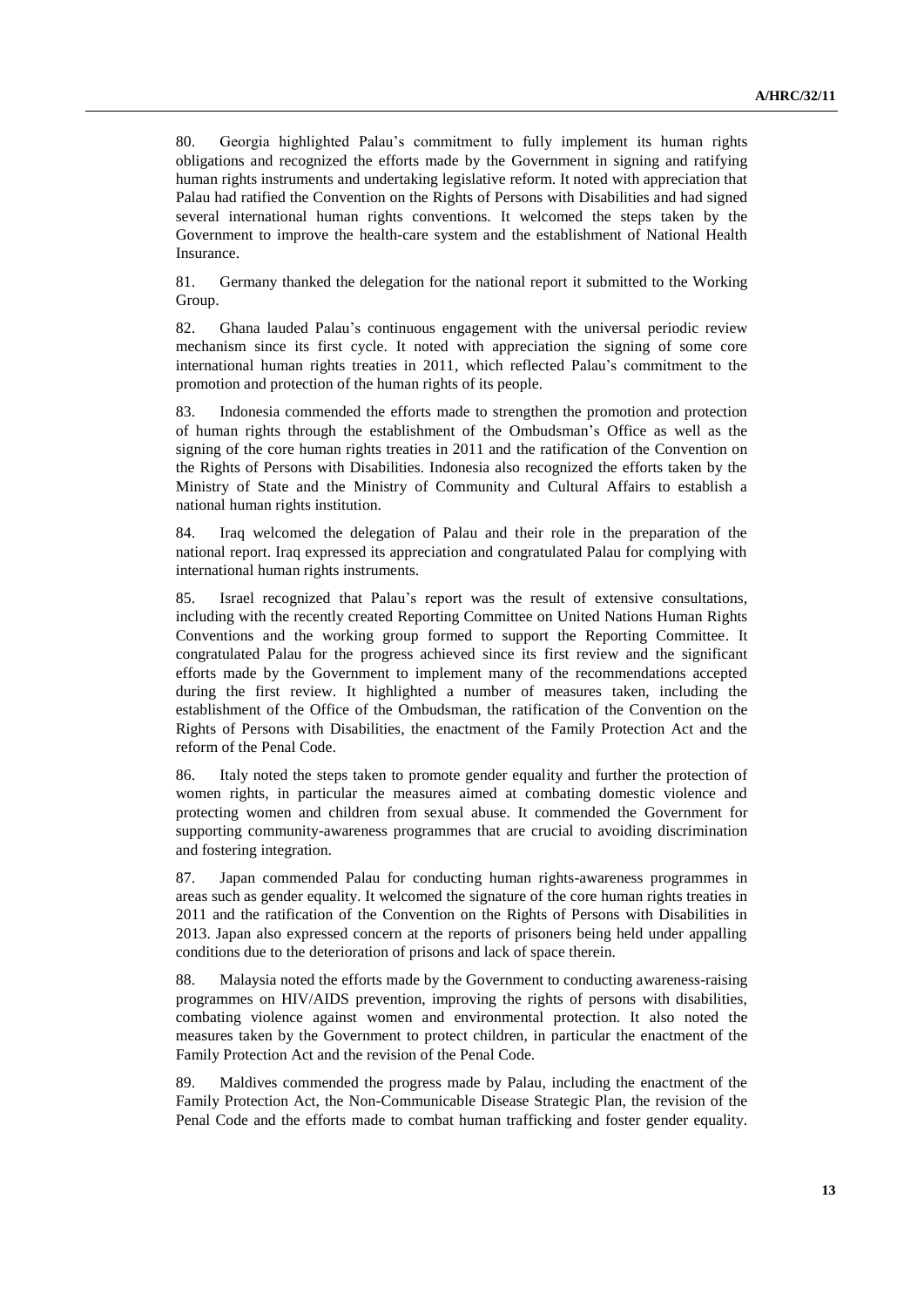80. Georgia highlighted Palau's commitment to fully implement its human rights obligations and recognized the efforts made by the Government in signing and ratifying human rights instruments and undertaking legislative reform. It noted with appreciation that Palau had ratified the Convention on the Rights of Persons with Disabilities and had signed several international human rights conventions. It welcomed the steps taken by the Government to improve the health-care system and the establishment of National Health Insurance.

81. Germany thanked the delegation for the national report it submitted to the Working Group.

82. Ghana lauded Palau's continuous engagement with the universal periodic review mechanism since its first cycle. It noted with appreciation the signing of some core international human rights treaties in 2011, which reflected Palau's commitment to the promotion and protection of the human rights of its people.

83. Indonesia commended the efforts made to strengthen the promotion and protection of human rights through the establishment of the Ombudsman's Office as well as the signing of the core human rights treaties in 2011 and the ratification of the Convention on the Rights of Persons with Disabilities. Indonesia also recognized the efforts taken by the Ministry of State and the Ministry of Community and Cultural Affairs to establish a national human rights institution.

84. Iraq welcomed the delegation of Palau and their role in the preparation of the national report. Iraq expressed its appreciation and congratulated Palau for complying with international human rights instruments.

85. Israel recognized that Palau's report was the result of extensive consultations, including with the recently created Reporting Committee on United Nations Human Rights Conventions and the working group formed to support the Reporting Committee. It congratulated Palau for the progress achieved since its first review and the significant efforts made by the Government to implement many of the recommendations accepted during the first review. It highlighted a number of measures taken, including the establishment of the Office of the Ombudsman, the ratification of the Convention on the Rights of Persons with Disabilities, the enactment of the Family Protection Act and the reform of the Penal Code.

86. Italy noted the steps taken to promote gender equality and further the protection of women rights, in particular the measures aimed at combating domestic violence and protecting women and children from sexual abuse. It commended the Government for supporting community-awareness programmes that are crucial to avoiding discrimination and fostering integration.

87. Japan commended Palau for conducting human rights-awareness programmes in areas such as gender equality. It welcomed the signature of the core human rights treaties in 2011 and the ratification of the Convention on the Rights of Persons with Disabilities in 2013. Japan also expressed concern at the reports of prisoners being held under appalling conditions due to the deterioration of prisons and lack of space therein.

88. Malaysia noted the efforts made by the Government to conducting awareness-raising programmes on HIV/AIDS prevention, improving the rights of persons with disabilities, combating violence against women and environmental protection. It also noted the measures taken by the Government to protect children, in particular the enactment of the Family Protection Act and the revision of the Penal Code.

89. Maldives commended the progress made by Palau, including the enactment of the Family Protection Act, the Non-Communicable Disease Strategic Plan, the revision of the Penal Code and the efforts made to combat human trafficking and foster gender equality.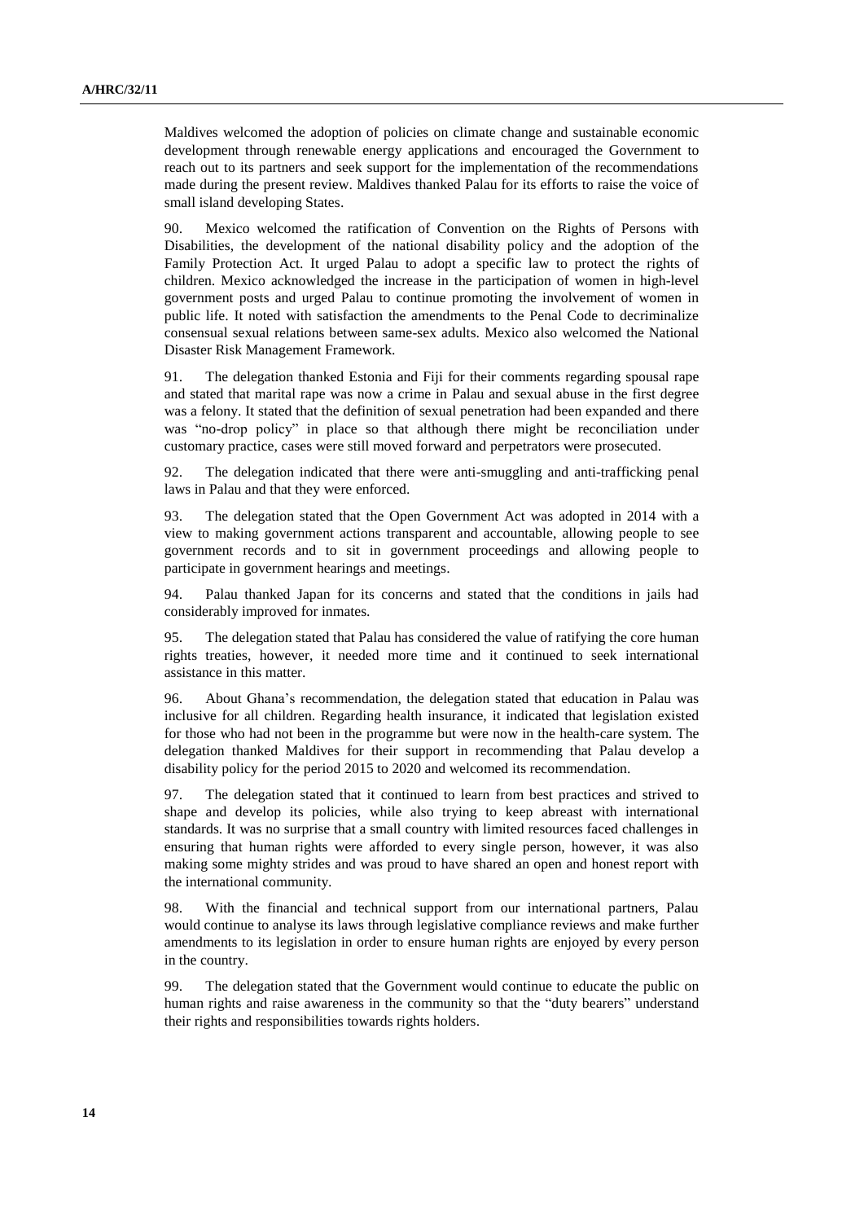Maldives welcomed the adoption of policies on climate change and sustainable economic development through renewable energy applications and encouraged the Government to reach out to its partners and seek support for the implementation of the recommendations made during the present review. Maldives thanked Palau for its efforts to raise the voice of small island developing States.

90. Mexico welcomed the ratification of Convention on the Rights of Persons with Disabilities, the development of the national disability policy and the adoption of the Family Protection Act. It urged Palau to adopt a specific law to protect the rights of children. Mexico acknowledged the increase in the participation of women in high-level government posts and urged Palau to continue promoting the involvement of women in public life. It noted with satisfaction the amendments to the Penal Code to decriminalize consensual sexual relations between same-sex adults. Mexico also welcomed the National Disaster Risk Management Framework.

91. The delegation thanked Estonia and Fiji for their comments regarding spousal rape and stated that marital rape was now a crime in Palau and sexual abuse in the first degree was a felony. It stated that the definition of sexual penetration had been expanded and there was "no-drop policy" in place so that although there might be reconciliation under customary practice, cases were still moved forward and perpetrators were prosecuted.

92. The delegation indicated that there were anti-smuggling and anti-trafficking penal laws in Palau and that they were enforced.

93. The delegation stated that the Open Government Act was adopted in 2014 with a view to making government actions transparent and accountable, allowing people to see government records and to sit in government proceedings and allowing people to participate in government hearings and meetings.

94. Palau thanked Japan for its concerns and stated that the conditions in jails had considerably improved for inmates.

95. The delegation stated that Palau has considered the value of ratifying the core human rights treaties, however, it needed more time and it continued to seek international assistance in this matter.

96. About Ghana's recommendation, the delegation stated that education in Palau was inclusive for all children. Regarding health insurance, it indicated that legislation existed for those who had not been in the programme but were now in the health-care system. The delegation thanked Maldives for their support in recommending that Palau develop a disability policy for the period 2015 to 2020 and welcomed its recommendation.

97. The delegation stated that it continued to learn from best practices and strived to shape and develop its policies, while also trying to keep abreast with international standards. It was no surprise that a small country with limited resources faced challenges in ensuring that human rights were afforded to every single person, however, it was also making some mighty strides and was proud to have shared an open and honest report with the international community.

98. With the financial and technical support from our international partners, Palau would continue to analyse its laws through legislative compliance reviews and make further amendments to its legislation in order to ensure human rights are enjoyed by every person in the country.

99. The delegation stated that the Government would continue to educate the public on human rights and raise awareness in the community so that the "duty bearers" understand their rights and responsibilities towards rights holders.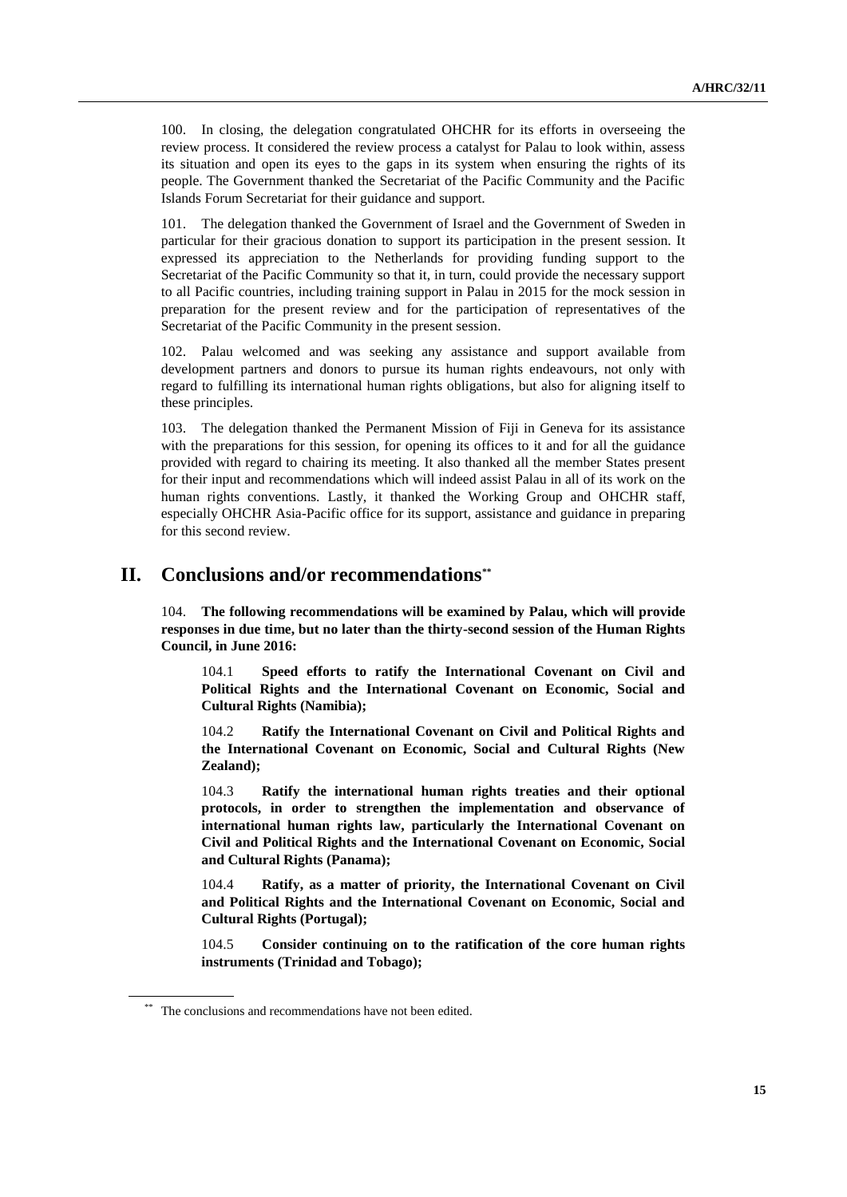100. In closing, the delegation congratulated OHCHR for its efforts in overseeing the review process. It considered the review process a catalyst for Palau to look within, assess its situation and open its eyes to the gaps in its system when ensuring the rights of its people. The Government thanked the Secretariat of the Pacific Community and the Pacific Islands Forum Secretariat for their guidance and support.

101. The delegation thanked the Government of Israel and the Government of Sweden in particular for their gracious donation to support its participation in the present session. It expressed its appreciation to the Netherlands for providing funding support to the Secretariat of the Pacific Community so that it, in turn, could provide the necessary support to all Pacific countries, including training support in Palau in 2015 for the mock session in preparation for the present review and for the participation of representatives of the Secretariat of the Pacific Community in the present session.

102. Palau welcomed and was seeking any assistance and support available from development partners and donors to pursue its human rights endeavours, not only with regard to fulfilling its international human rights obligations, but also for aligning itself to these principles.

103. The delegation thanked the Permanent Mission of Fiji in Geneva for its assistance with the preparations for this session, for opening its offices to it and for all the guidance provided with regard to chairing its meeting. It also thanked all the member States present for their input and recommendations which will indeed assist Palau in all of its work on the human rights conventions. Lastly, it thanked the Working Group and OHCHR staff, especially OHCHR Asia-Pacific office for its support, assistance and guidance in preparing for this second review.

# II. Conclusions and/or recommendations[**]

104. **The following recommendations will be examined by Palau, which will provide responses in due time, but no later than the thirty-second session of the Human Rights Council, in June 2016:**

104.1 **Speed efforts to ratify the International Covenant on Civil and Political Rights and the International Covenant on Economic, Social and Cultural Rights (Namibia);**

104.2 **Ratify the International Covenant on Civil and Political Rights and the International Covenant on Economic, Social and Cultural Rights (New Zealand);**

104.3 **Ratify the international human rights treaties and their optional protocols, in order to strengthen the implementation and observance of international human rights law, particularly the International Covenant on Civil and Political Rights and the International Covenant on Economic, Social and Cultural Rights (Panama);**

104.4 **Ratify, as a matter of priority, the International Covenant on Civil and Political Rights and the International Covenant on Economic, Social and Cultural Rights (Portugal);**

104.5 **Consider continuing on to the ratification of the core human rights instruments (Trinidad and Tobago);**

[**] The conclusions and recommendations have not been edited.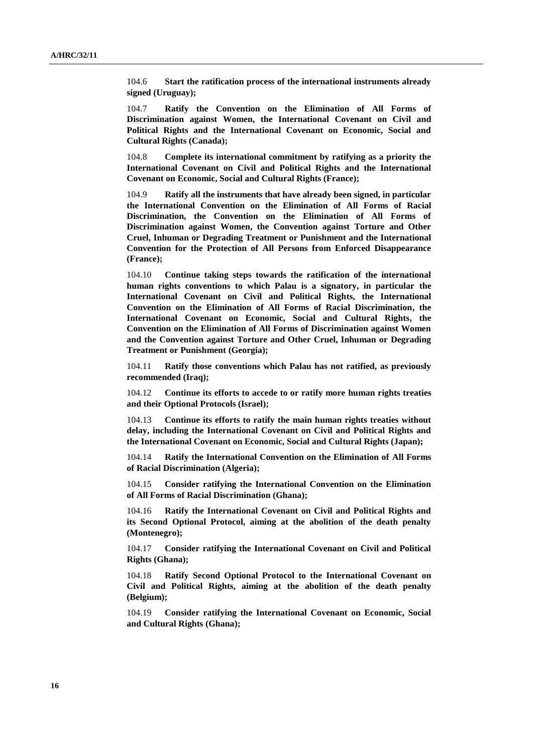104.6 **Start the ratification process of the international instruments already signed (Uruguay);**

104.7 **Ratify the Convention on the Elimination of All Forms of Discrimination against Women, the International Covenant on Civil and Political Rights and the International Covenant on Economic, Social and Cultural Rights (Canada);**

104.8 **Complete its international commitment by ratifying as a priority the International Covenant on Civil and Political Rights and the International Covenant on Economic, Social and Cultural Rights (France);**

104.9 **Ratify all the instruments that have already been signed, in particular the International Convention on the Elimination of All Forms of Racial Discrimination, the Convention on the Elimination of All Forms of Discrimination against Women, the Convention against Torture and Other Cruel, Inhuman or Degrading Treatment or Punishment and the International Convention for the Protection of All Persons from Enforced Disappearance (France);**

104.10 **Continue taking steps towards the ratification of the international human rights conventions to which Palau is a signatory, in particular the International Covenant on Civil and Political Rights, the International Convention on the Elimination of All Forms of Racial Discrimination, the International Covenant on Economic, Social and Cultural Rights, the Convention on the Elimination of All Forms of Discrimination against Women and the Convention against Torture and Other Cruel, Inhuman or Degrading Treatment or Punishment (Georgia);**

104.11 **Ratify those conventions which Palau has not ratified, as previously recommended (Iraq);**

104.12 **Continue its efforts to accede to or ratify more human rights treaties and their Optional Protocols (Israel);**

104.13 **Continue its efforts to ratify the main human rights treaties without delay, including the International Covenant on Civil and Political Rights and the International Covenant on Economic, Social and Cultural Rights (Japan);**

104.14 **Ratify the International Convention on the Elimination of All Forms of Racial Discrimination (Algeria);**

104.15 **Consider ratifying the International Convention on the Elimination of All Forms of Racial Discrimination (Ghana);**

104.16 **Ratify the International Covenant on Civil and Political Rights and its Second Optional Protocol, aiming at the abolition of the death penalty (Montenegro);**

104.17 **Consider ratifying the International Covenant on Civil and Political Rights (Ghana);**

104.18 **Ratify Second Optional Protocol to the International Covenant on Civil and Political Rights, aiming at the abolition of the death penalty (Belgium);**

104.19 **Consider ratifying the International Covenant on Economic, Social and Cultural Rights (Ghana);**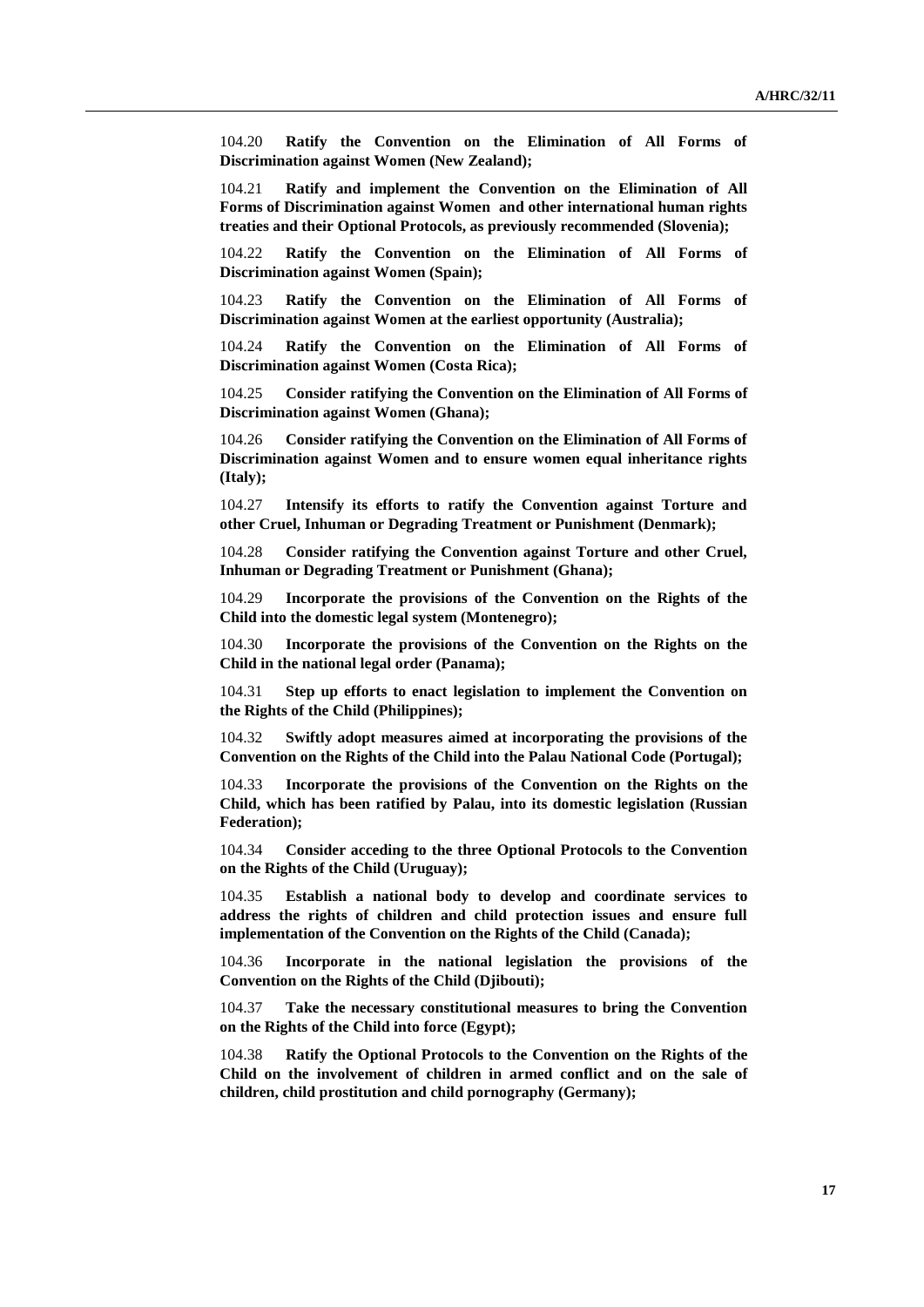104.20 **Ratify the Convention on the Elimination of All Forms of Discrimination against Women (New Zealand);**

104.21 **Ratify and implement the Convention on the Elimination of All Forms of Discrimination against Women and other international human rights treaties and their Optional Protocols, as previously recommended (Slovenia);**

104.22 **Ratify the Convention on the Elimination of All Forms of Discrimination against Women (Spain);**

104.23 **Ratify the Convention on the Elimination of All Forms of Discrimination against Women at the earliest opportunity (Australia);**

104.24 **Ratify the Convention on the Elimination of All Forms of Discrimination against Women (Costa Rica);**

104.25 **Consider ratifying the Convention on the Elimination of All Forms of Discrimination against Women (Ghana);**

104.26 **Consider ratifying the Convention on the Elimination of All Forms of Discrimination against Women and to ensure women equal inheritance rights (Italy);**

104.27 **Intensify its efforts to ratify the Convention against Torture and other Cruel, Inhuman or Degrading Treatment or Punishment (Denmark);**

104.28 **Consider ratifying the Convention against Torture and other Cruel, Inhuman or Degrading Treatment or Punishment (Ghana);**

104.29 **Incorporate the provisions of the Convention on the Rights of the Child into the domestic legal system (Montenegro);**

104.30 **Incorporate the provisions of the Convention on the Rights on the Child in the national legal order (Panama);**

104.31 **Step up efforts to enact legislation to implement the Convention on the Rights of the Child (Philippines);**

104.32 **Swiftly adopt measures aimed at incorporating the provisions of the Convention on the Rights of the Child into the Palau National Code (Portugal);**

104.33 **Incorporate the provisions of the Convention on the Rights on the Child, which has been ratified by Palau, into its domestic legislation (Russian Federation);**

104.34 **Consider acceding to the three Optional Protocols to the Convention on the Rights of the Child (Uruguay);**

104.35 **Establish a national body to develop and coordinate services to address the rights of children and child protection issues and ensure full implementation of the Convention on the Rights of the Child (Canada);**

104.36 **Incorporate in the national legislation the provisions of the Convention on the Rights of the Child (Djibouti);**

104.37 **Take the necessary constitutional measures to bring the Convention on the Rights of the Child into force (Egypt);**

104.38 **Ratify the Optional Protocols to the Convention on the Rights of the Child on the involvement of children in armed conflict and on the sale of children, child prostitution and child pornography (Germany);**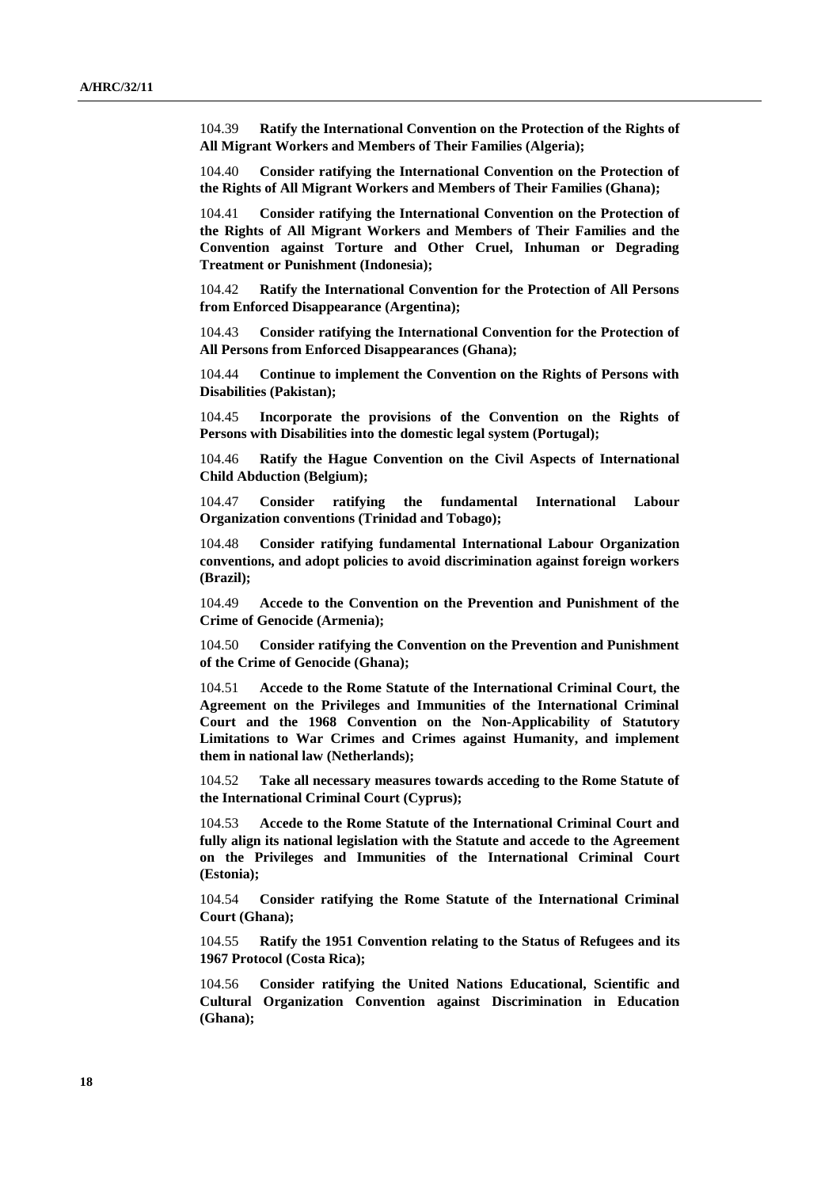104.39 **Ratify the International Convention on the Protection of the Rights of All Migrant Workers and Members of Their Families (Algeria);**

104.40 **Consider ratifying the International Convention on the Protection of the Rights of All Migrant Workers and Members of Their Families (Ghana);**

104.41 **Consider ratifying the International Convention on the Protection of the Rights of All Migrant Workers and Members of Their Families and the Convention against Torture and Other Cruel, Inhuman or Degrading Treatment or Punishment (Indonesia);**

104.42 **Ratify the International Convention for the Protection of All Persons from Enforced Disappearance (Argentina);**

104.43 **Consider ratifying the International Convention for the Protection of All Persons from Enforced Disappearances (Ghana);**

104.44 **Continue to implement the Convention on the Rights of Persons with Disabilities (Pakistan);**

104.45 **Incorporate the provisions of the Convention on the Rights of Persons with Disabilities into the domestic legal system (Portugal);**

104.46 **Ratify the Hague Convention on the Civil Aspects of International Child Abduction (Belgium);**

104.47 **Consider ratifying the fundamental International Labour Organization conventions (Trinidad and Tobago);**

104.48 **Consider ratifying fundamental International Labour Organization conventions, and adopt policies to avoid discrimination against foreign workers (Brazil);**

104.49 **Accede to the Convention on the Prevention and Punishment of the Crime of Genocide (Armenia);**

104.50 **Consider ratifying the Convention on the Prevention and Punishment of the Crime of Genocide (Ghana);**

104.51 **Accede to the Rome Statute of the International Criminal Court, the Agreement on the Privileges and Immunities of the International Criminal Court and the 1968 Convention on the Non-Applicability of Statutory Limitations to War Crimes and Crimes against Humanity, and implement them in national law (Netherlands);**

104.52 **Take all necessary measures towards acceding to the Rome Statute of the International Criminal Court (Cyprus);**

104.53 **Accede to the Rome Statute of the International Criminal Court and fully align its national legislation with the Statute and accede to the Agreement on the Privileges and Immunities of the International Criminal Court (Estonia);**

104.54 **Consider ratifying the Rome Statute of the International Criminal Court (Ghana);**

104.55 **Ratify the 1951 Convention relating to the Status of Refugees and its 1967 Protocol (Costa Rica);**

104.56 **Consider ratifying the United Nations Educational, Scientific and Cultural Organization Convention against Discrimination in Education (Ghana);**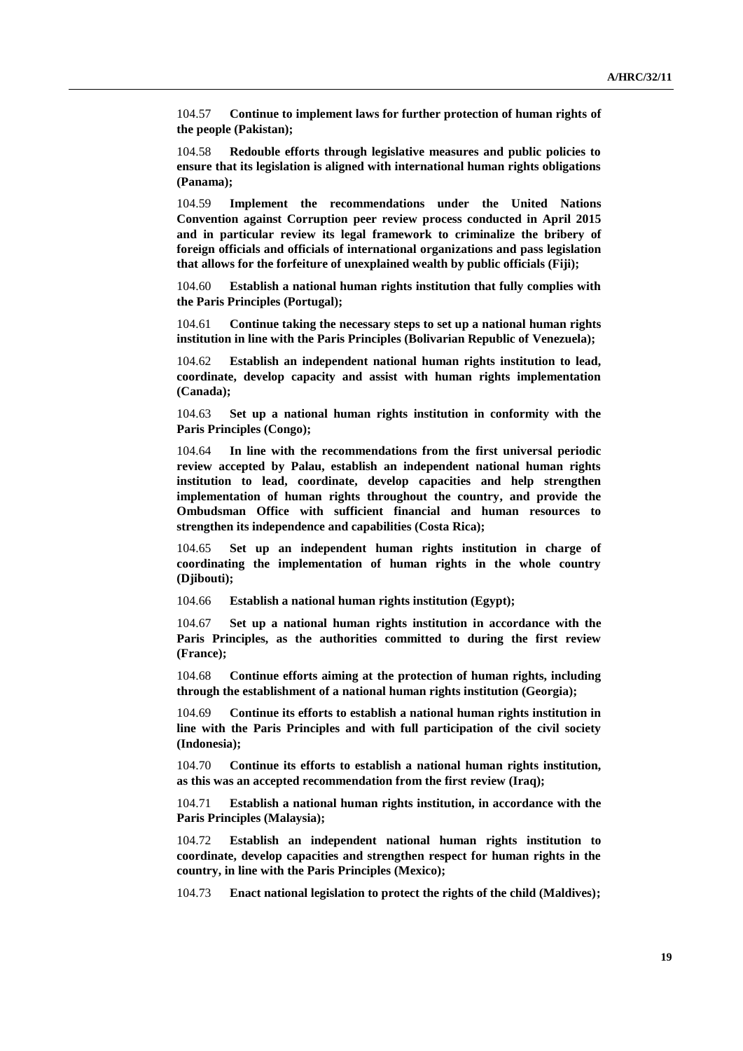104.57 **Continue to implement laws for further protection of human rights of the people (Pakistan);**

104.58 **Redouble efforts through legislative measures and public policies to ensure that its legislation is aligned with international human rights obligations (Panama);**

104.59 **Implement the recommendations under the United Nations Convention against Corruption peer review process conducted in April 2015 and in particular review its legal framework to criminalize the bribery of foreign officials and officials of international organizations and pass legislation that allows for the forfeiture of unexplained wealth by public officials (Fiji);**

104.60 **Establish a national human rights institution that fully complies with the Paris Principles (Portugal);**

104.61 **Continue taking the necessary steps to set up a national human rights institution in line with the Paris Principles (Bolivarian Republic of Venezuela);**

104.62 **Establish an independent national human rights institution to lead, coordinate, develop capacity and assist with human rights implementation (Canada);**

104.63 **Set up a national human rights institution in conformity with the Paris Principles (Congo);**

104.64 **In line with the recommendations from the first universal periodic review accepted by Palau, establish an independent national human rights institution to lead, coordinate, develop capacities and help strengthen implementation of human rights throughout the country, and provide the Ombudsman Office with sufficient financial and human resources to strengthen its independence and capabilities (Costa Rica);**

104.65 **Set up an independent human rights institution in charge of coordinating the implementation of human rights in the whole country (Djibouti);**

104.66 **Establish a national human rights institution (Egypt);**

104.67 **Set up a national human rights institution in accordance with the Paris Principles, as the authorities committed to during the first review (France);**

104.68 **Continue efforts aiming at the protection of human rights, including through the establishment of a national human rights institution (Georgia);**

104.69 **Continue its efforts to establish a national human rights institution in line with the Paris Principles and with full participation of the civil society (Indonesia);**

104.70 **Continue its efforts to establish a national human rights institution, as this was an accepted recommendation from the first review (Iraq);**

104.71 **Establish a national human rights institution, in accordance with the Paris Principles (Malaysia);**

104.72 **Establish an independent national human rights institution to coordinate, develop capacities and strengthen respect for human rights in the country, in line with the Paris Principles (Mexico);**

104.73 **Enact national legislation to protect the rights of the child (Maldives);**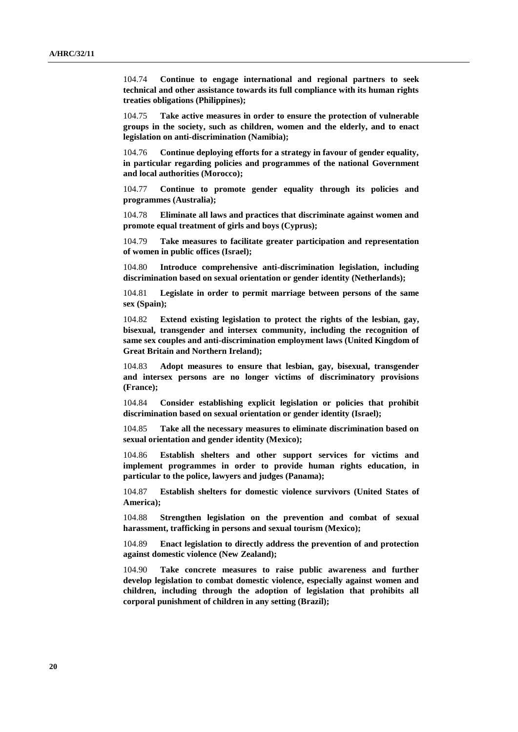104.74 **Continue to engage international and regional partners to seek technical and other assistance towards its full compliance with its human rights treaties obligations (Philippines);**

104.75 **Take active measures in order to ensure the protection of vulnerable groups in the society, such as children, women and the elderly, and to enact legislation on anti-discrimination (Namibia);**

104.76 **Continue deploying efforts for a strategy in favour of gender equality, in particular regarding policies and programmes of the national Government and local authorities (Morocco);**

104.77 **Continue to promote gender equality through its policies and programmes (Australia);**

104.78 **Eliminate all laws and practices that discriminate against women and promote equal treatment of girls and boys (Cyprus);**

104.79 **Take measures to facilitate greater participation and representation of women in public offices (Israel);**

104.80 **Introduce comprehensive anti-discrimination legislation, including discrimination based on sexual orientation or gender identity (Netherlands);**

104.81 **Legislate in order to permit marriage between persons of the same sex (Spain);**

104.82 **Extend existing legislation to protect the rights of the lesbian, gay, bisexual, transgender and intersex community, including the recognition of same sex couples and anti-discrimination employment laws (United Kingdom of Great Britain and Northern Ireland);**

104.83 **Adopt measures to ensure that lesbian, gay, bisexual, transgender and intersex persons are no longer victims of discriminatory provisions (France);**

104.84 **Consider establishing explicit legislation or policies that prohibit discrimination based on sexual orientation or gender identity (Israel);**

104.85 **Take all the necessary measures to eliminate discrimination based on sexual orientation and gender identity (Mexico);**

104.86 **Establish shelters and other support services for victims and implement programmes in order to provide human rights education, in particular to the police, lawyers and judges (Panama);**

104.87 **Establish shelters for domestic violence survivors (United States of America);**

104.88 **Strengthen legislation on the prevention and combat of sexual harassment, trafficking in persons and sexual tourism (Mexico);**

104.89 **Enact legislation to directly address the prevention of and protection against domestic violence (New Zealand);**

104.90 **Take concrete measures to raise public awareness and further develop legislation to combat domestic violence, especially against women and children, including through the adoption of legislation that prohibits all corporal punishment of children in any setting (Brazil);**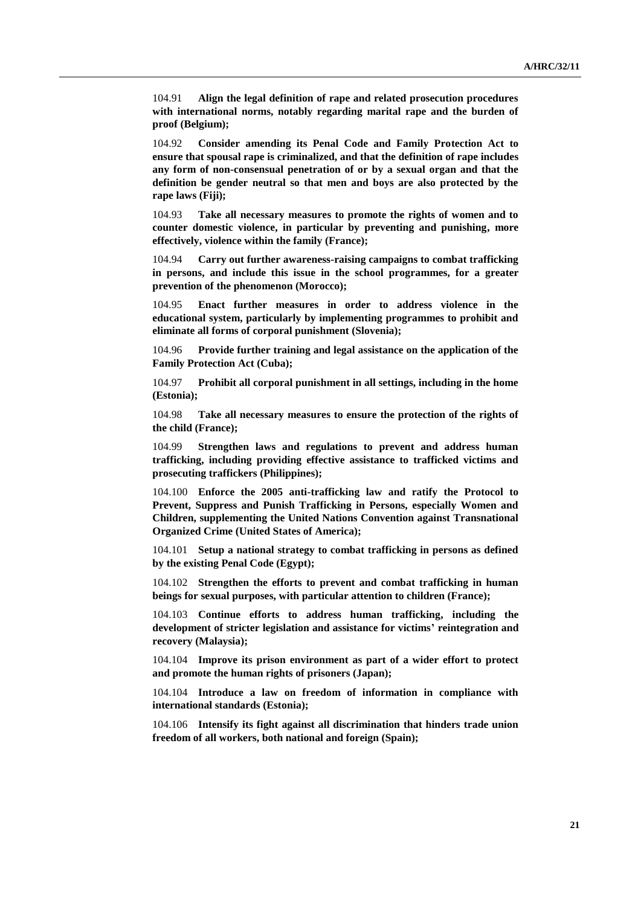104.91 **Align the legal definition of rape and related prosecution procedures with international norms, notably regarding marital rape and the burden of proof (Belgium);**

104.92 **Consider amending its Penal Code and Family Protection Act to ensure that spousal rape is criminalized, and that the definition of rape includes any form of non-consensual penetration of or by a sexual organ and that the definition be gender neutral so that men and boys are also protected by the rape laws (Fiji);**

104.93 **Take all necessary measures to promote the rights of women and to counter domestic violence, in particular by preventing and punishing, more effectively, violence within the family (France);**

104.94 **Carry out further awareness-raising campaigns to combat trafficking in persons, and include this issue in the school programmes, for a greater prevention of the phenomenon (Morocco);**

104.95 **Enact further measures in order to address violence in the educational system, particularly by implementing programmes to prohibit and eliminate all forms of corporal punishment (Slovenia);**

104.96 **Provide further training and legal assistance on the application of the Family Protection Act (Cuba);**

104.97 **Prohibit all corporal punishment in all settings, including in the home (Estonia);**

104.98 **Take all necessary measures to ensure the protection of the rights of the child (France);**

104.99 **Strengthen laws and regulations to prevent and address human trafficking, including providing effective assistance to trafficked victims and prosecuting traffickers (Philippines);**

104.100 **Enforce the 2005 anti-trafficking law and ratify the Protocol to Prevent, Suppress and Punish Trafficking in Persons, especially Women and Children, supplementing the United Nations Convention against Transnational Organized Crime (United States of America);**

104.101 **Setup a national strategy to combat trafficking in persons as defined by the existing Penal Code (Egypt);**

104.102 **Strengthen the efforts to prevent and combat trafficking in human beings for sexual purposes, with particular attention to children (France);**

104.103 **Continue efforts to address human trafficking, including the development of stricter legislation and assistance for victims' reintegration and recovery (Malaysia);**

104.104 **Improve its prison environment as part of a wider effort to protect and promote the human rights of prisoners (Japan);**

104.104 **Introduce a law on freedom of information in compliance with international standards (Estonia);**

104.106 **Intensify its fight against all discrimination that hinders trade union freedom of all workers, both national and foreign (Spain);**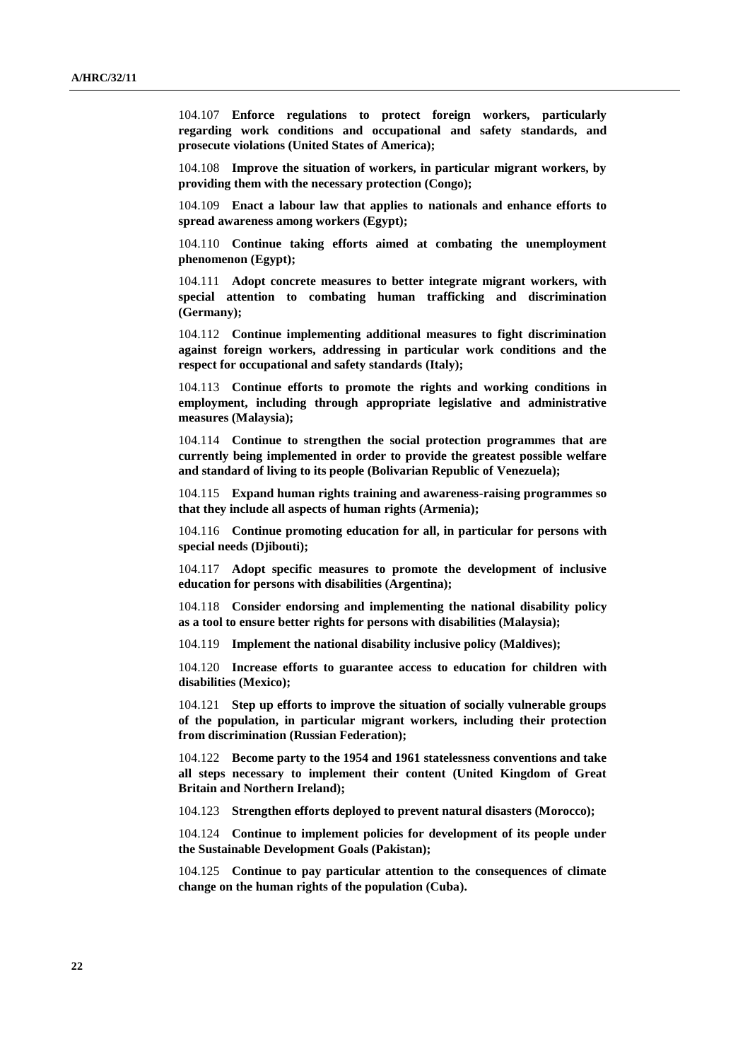104.107 **Enforce regulations to protect foreign workers, particularly regarding work conditions and occupational and safety standards, and prosecute violations (United States of America);**

104.108 **Improve the situation of workers, in particular migrant workers, by providing them with the necessary protection (Congo);**

104.109 **Enact a labour law that applies to nationals and enhance efforts to spread awareness among workers (Egypt);**

104.110 **Continue taking efforts aimed at combating the unemployment phenomenon (Egypt);**

104.111 **Adopt concrete measures to better integrate migrant workers, with special attention to combating human trafficking and discrimination (Germany);**

104.112 **Continue implementing additional measures to fight discrimination against foreign workers, addressing in particular work conditions and the respect for occupational and safety standards (Italy);**

104.113 **Continue efforts to promote the rights and working conditions in employment, including through appropriate legislative and administrative measures (Malaysia);**

104.114 **Continue to strengthen the social protection programmes that are currently being implemented in order to provide the greatest possible welfare and standard of living to its people (Bolivarian Republic of Venezuela);**

104.115 **Expand human rights training and awareness-raising programmes so that they include all aspects of human rights (Armenia);**

104.116 **Continue promoting education for all, in particular for persons with special needs (Djibouti);**

104.117 **Adopt specific measures to promote the development of inclusive education for persons with disabilities (Argentina);**

104.118 **Consider endorsing and implementing the national disability policy as a tool to ensure better rights for persons with disabilities (Malaysia);**

104.119 **Implement the national disability inclusive policy (Maldives);**

104.120 **Increase efforts to guarantee access to education for children with disabilities (Mexico);**

104.121 **Step up efforts to improve the situation of socially vulnerable groups of the population, in particular migrant workers, including their protection from discrimination (Russian Federation);**

104.122 **Become party to the 1954 and 1961 statelessness conventions and take all steps necessary to implement their content (United Kingdom of Great Britain and Northern Ireland);**

104.123 **Strengthen efforts deployed to prevent natural disasters (Morocco);**

104.124 **Continue to implement policies for development of its people under the Sustainable Development Goals (Pakistan);**

104.125 **Continue to pay particular attention to the consequences of climate change on the human rights of the population (Cuba).**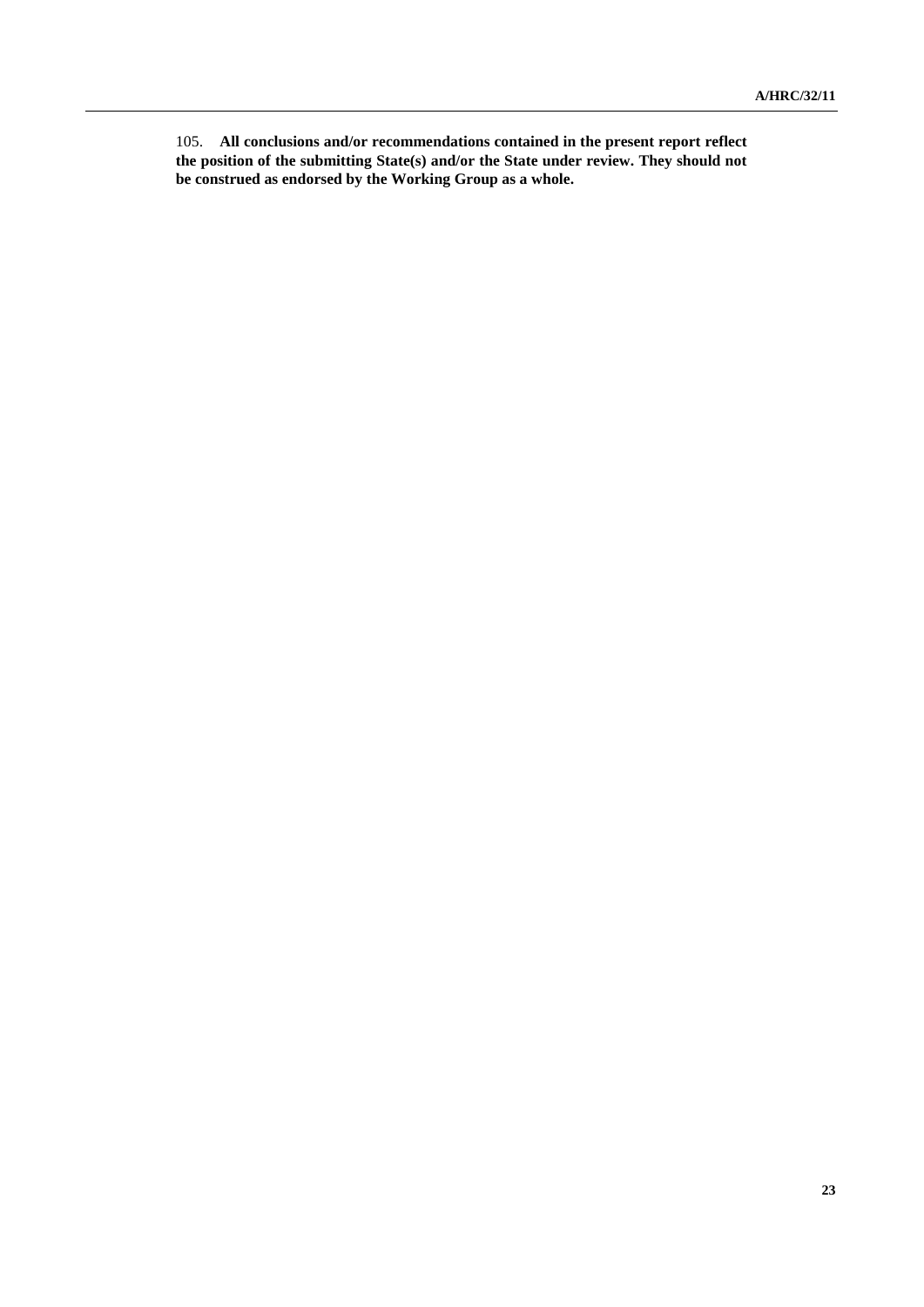105. **All conclusions and/or recommendations contained in the present report reflect the position of the submitting State(s) and/or the State under review. They should not be construed as endorsed by the Working Group as a whole.**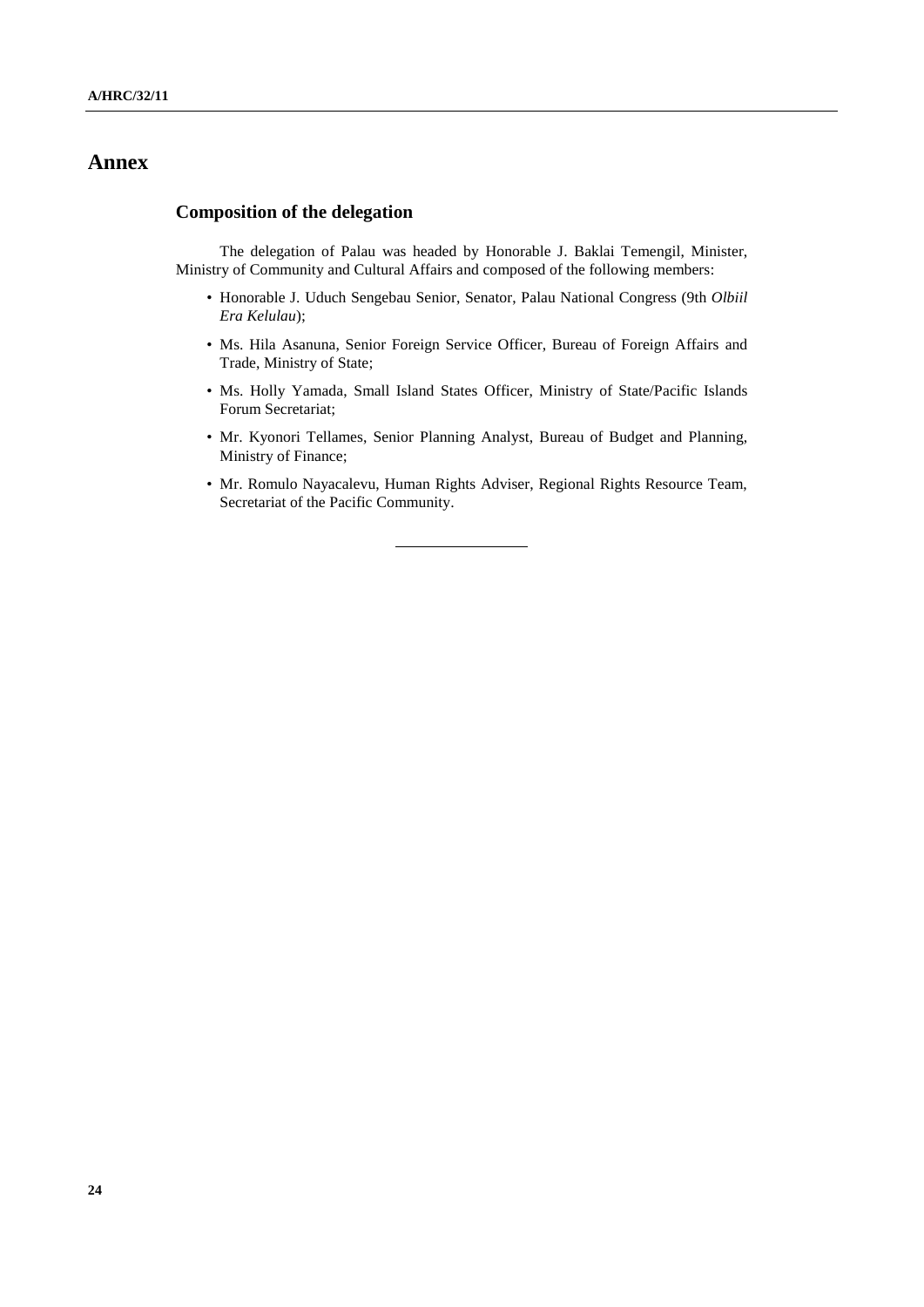# Annex

## Composition of the delegation

The delegation of Palau was headed by Honorable J. Baklai Temengil, Minister, Ministry of Community and Cultural Affairs and composed of the following members:

- Honorable J. Uduch Sengebau Senior, Senator, Palau National Congress (9th *Olbiil Era Kelulau*);
- Ms. Hila Asanuna, Senior Foreign Service Officer, Bureau of Foreign Affairs and Trade, Ministry of State;
- Ms. Holly Yamada, Small Island States Officer, Ministry of State/Pacific Islands Forum Secretariat;
- Mr. Kyonori Tellames, Senior Planning Analyst, Bureau of Budget and Planning, Ministry of Finance;
- Mr. Romulo Nayacalevu, Human Rights Adviser, Regional Rights Resource Team, Secretariat of the Pacific Community.